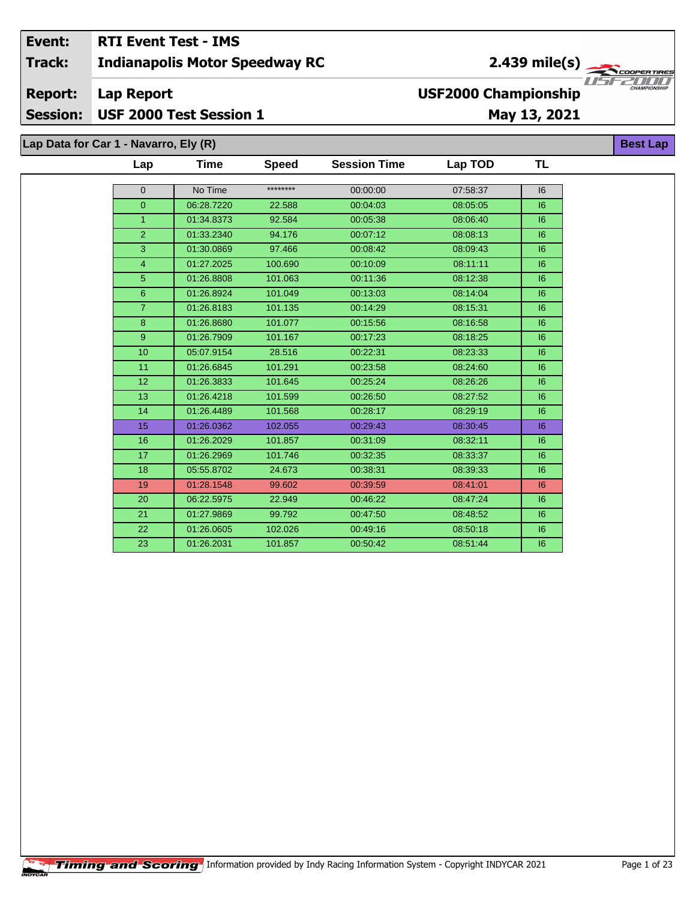| Event: | RTI Event Test - IMS | |
|---|---|---|
| Track: | Indianapolis Motor Speedway RC | 2.439 mile(s) |
| Report: | Lap Report | USF2000 Championship |
| Session: | USF 2000 Test Session 1 | May 13, 2021 |

## Lap Data for Car 1 - Navarro, Ely (R)

Best Lap

| Lap | Time | Speed | Session Time | Lap TOD | TL |
|---|---|---|---|---|---|
| 0 | No Time | ******** | 00:00:00 | 07:58:37 | I6 |
| 0 | 06:28.7220 | 22.588 | 00:04:03 | 08:05:05 | I6 |
| 1 | 01:34.8373 | 92.584 | 00:05:38 | 08:06:40 | I6 |
| 2 | 01:33.2340 | 94.176 | 00:07:12 | 08:08:13 | I6 |
| 3 | 01:30.0869 | 97.466 | 00:08:42 | 08:09:43 | I6 |
| 4 | 01:27.2025 | 100.690 | 00:10:09 | 08:11:11 | I6 |
| 5 | 01:26.8808 | 101.063 | 00:11:36 | 08:12:38 | I6 |
| 6 | 01:26.8924 | 101.049 | 00:13:03 | 08:14:04 | I6 |
| 7 | 01:26.8183 | 101.135 | 00:14:29 | 08:15:31 | I6 |
| 8 | 01:26.8680 | 101.077 | 00:15:56 | 08:16:58 | I6 |
| 9 | 01:26.7909 | 101.167 | 00:17:23 | 08:18:25 | I6 |
| 10 | 05:07.9154 | 28.516 | 00:22:31 | 08:23:33 | I6 |
| 11 | 01:26.6845 | 101.291 | 00:23:58 | 08:24:60 | I6 |
| 12 | 01:26.3833 | 101.645 | 00:25:24 | 08:26:26 | I6 |
| 13 | 01:26.4218 | 101.599 | 00:26:50 | 08:27:52 | I6 |
| 14 | 01:26.4489 | 101.568 | 00:28:17 | 08:29:19 | I6 |
| 15 | 01:26.0362 | 102.055 | 00:29:43 | 08:30:45 | I6 |
| 16 | 01:26.2029 | 101.857 | 00:31:09 | 08:32:11 | I6 |
| 17 | 01:26.2969 | 101.746 | 00:32:35 | 08:33:37 | I6 |
| 18 | 05:55.8702 | 24.673 | 00:38:31 | 08:39:33 | I6 |
| 19 | 01:28.1548 | 99.602 | 00:39:59 | 08:41:01 | I6 |
| 20 | 06:22.5975 | 22.949 | 00:46:22 | 08:47:24 | I6 |
| 21 | 01:27.9869 | 99.792 | 00:47:50 | 08:48:52 | I6 |
| 22 | 01:26.0605 | 102.026 | 00:49:16 | 08:50:18 | I6 |
| 23 | 01:26.2031 | 101.857 | 00:50:42 | 08:51:44 | I6 |

Timing and Scoring — Information provided by Indy Racing Information System - Copyright INDYCAR 2021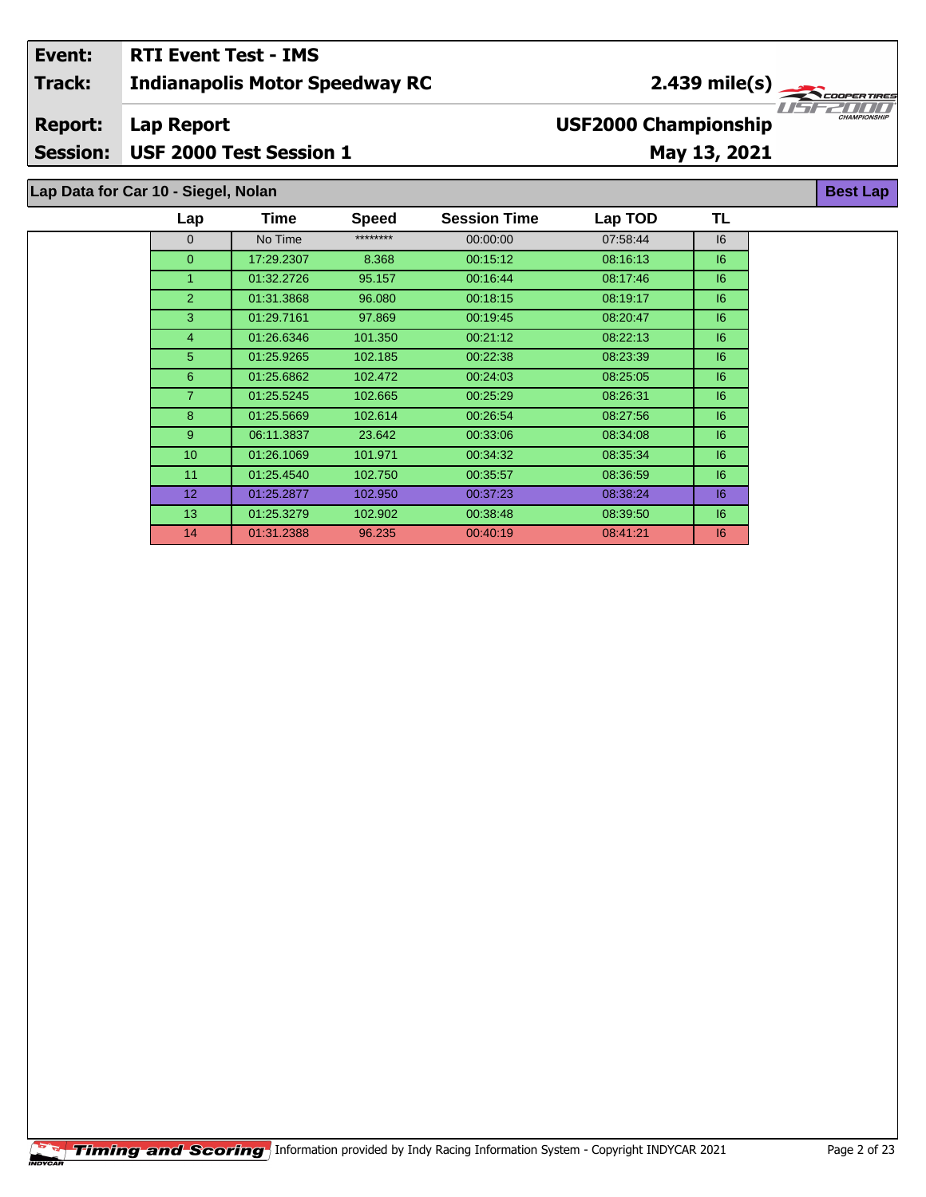| | |
|---|---|
| **Event:** | **RTI Event Test - IMS** |
| **Track:** | **Indianapolis Motor Speedway RC** — **2.439 mile(s)** |
| **Report:** | **Lap Report** — **USF2000 Championship** |
| **Session:** | **USF 2000 Test Session 1** — **May 13, 2021** |

## Lap Data for Car 10 - Siegel, Nolan

**Best Lap**

| Lap | Time | Speed | Session Time | Lap TOD | TL |
|---|---|---|---|---|---|
| 0 | No Time | ******** | 00:00:00 | 07:58:44 | I6 |
| 0 | 17:29.2307 | 8.368 | 00:15:12 | 08:16:13 | I6 |
| 1 | 01:32.2726 | 95.157 | 00:16:44 | 08:17:46 | I6 |
| 2 | 01:31.3868 | 96.080 | 00:18:15 | 08:19:17 | I6 |
| 3 | 01:29.7161 | 97.869 | 00:19:45 | 08:20:47 | I6 |
| 4 | 01:26.6346 | 101.350 | 00:21:12 | 08:22:13 | I6 |
| 5 | 01:25.9265 | 102.185 | 00:22:38 | 08:23:39 | I6 |
| 6 | 01:25.6862 | 102.472 | 00:24:03 | 08:25:05 | I6 |
| 7 | 01:25.5245 | 102.665 | 00:25:29 | 08:26:31 | I6 |
| 8 | 01:25.5669 | 102.614 | 00:26:54 | 08:27:56 | I6 |
| 9 | 06:11.3837 | 23.642 | 00:33:06 | 08:34:08 | I6 |
| 10 | 01:26.1069 | 101.971 | 00:34:32 | 08:35:34 | I6 |
| 11 | 01:25.4540 | 102.750 | 00:35:57 | 08:36:59 | I6 |
| 12 | 01:25.2877 | 102.950 | 00:37:23 | 08:38:24 | I6 |
| 13 | 01:25.3279 | 102.902 | 00:38:48 | 08:39:50 | I6 |
| 14 | 01:31.2388 | 96.235 | 00:40:19 | 08:41:21 | I6 |

Timing and Scoring — Information provided by Indy Racing Information System - Copyright INDYCAR 2021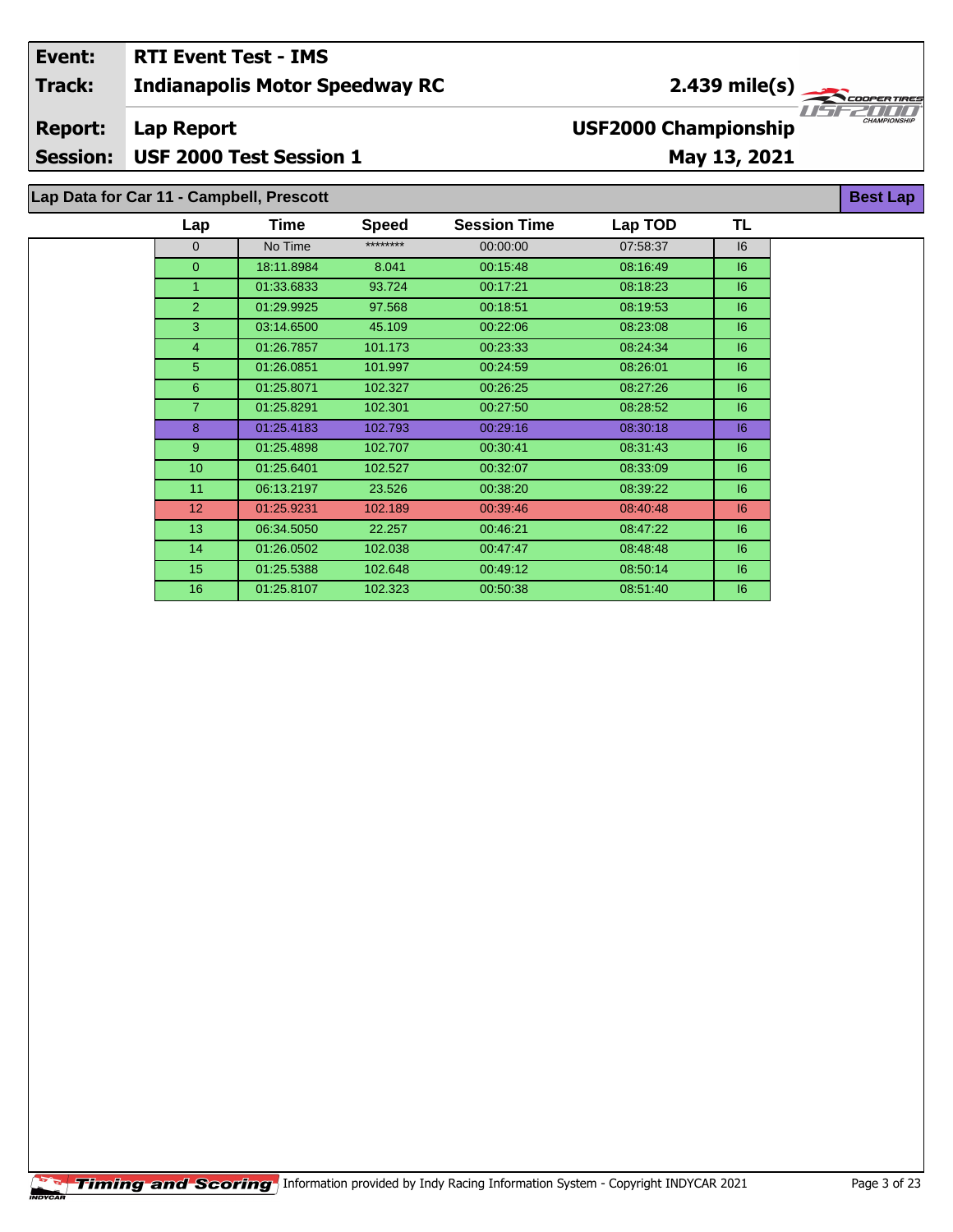| Event: | RTI Event Test - IMS | |
| --- | --- | --- |
| Track: | Indianapolis Motor Speedway RC | 2.439 mile(s) |
| Report: | Lap Report | USF2000 Championship |
| Session: | USF 2000 Test Session 1 | May 13, 2021 |

## Lap Data for Car 11 - Campbell, Prescott

**Best Lap**

| Lap | Time | Speed | Session Time | Lap TOD | TL |
| --- | --- | --- | --- | --- | --- |
| 0 | No Time | ******** | 00:00:00 | 07:58:37 | I6 |
| 0 | 18:11.8984 | 8.041 | 00:15:48 | 08:16:49 | I6 |
| 1 | 01:33.6833 | 93.724 | 00:17:21 | 08:18:23 | I6 |
| 2 | 01:29.9925 | 97.568 | 00:18:51 | 08:19:53 | I6 |
| 3 | 03:14.6500 | 45.109 | 00:22:06 | 08:23:08 | I6 |
| 4 | 01:26.7857 | 101.173 | 00:23:33 | 08:24:34 | I6 |
| 5 | 01:26.0851 | 101.997 | 00:24:59 | 08:26:01 | I6 |
| 6 | 01:25.8071 | 102.327 | 00:26:25 | 08:27:26 | I6 |
| 7 | 01:25.8291 | 102.301 | 00:27:50 | 08:28:52 | I6 |
| 8 | 01:25.4183 | 102.793 | 00:29:16 | 08:30:18 | I6 |
| 9 | 01:25.4898 | 102.707 | 00:30:41 | 08:31:43 | I6 |
| 10 | 01:25.6401 | 102.527 | 00:32:07 | 08:33:09 | I6 |
| 11 | 06:13.2197 | 23.526 | 00:38:20 | 08:39:22 | I6 |
| 12 | 01:25.9231 | 102.189 | 00:39:46 | 08:40:48 | I6 |
| 13 | 06:34.5050 | 22.257 | 00:46:21 | 08:47:22 | I6 |
| 14 | 01:26.0502 | 102.038 | 00:47:47 | 08:48:48 | I6 |
| 15 | 01:25.5388 | 102.648 | 00:49:12 | 08:50:14 | I6 |
| 16 | 01:25.8107 | 102.323 | 00:50:38 | 08:51:40 | I6 |

Timing and Scoring Information provided by Indy Racing Information System - Copyright INDYCAR 2021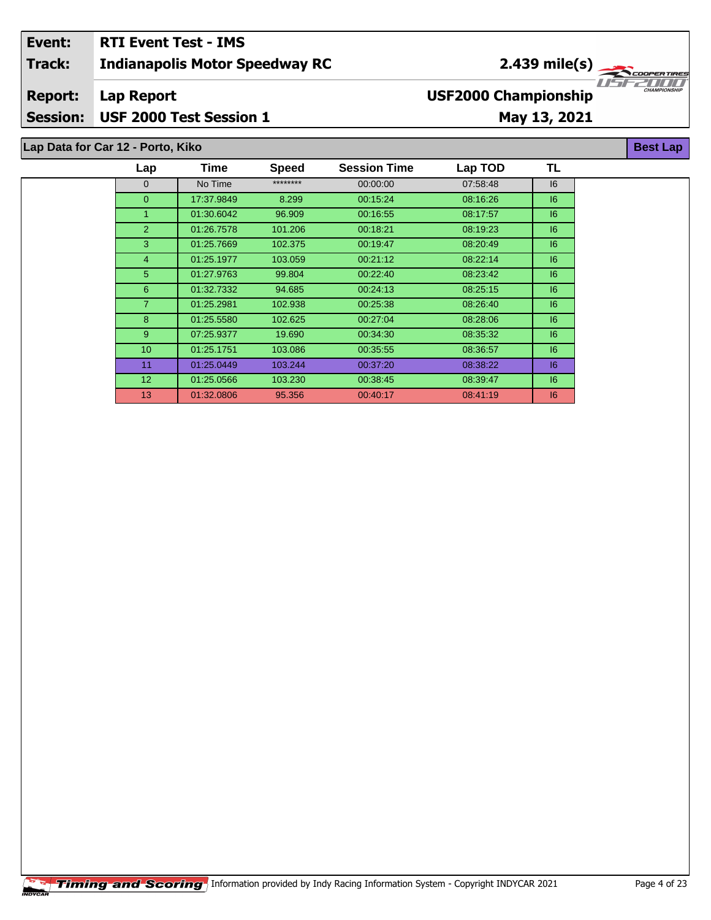| Event: | RTI Event Test - IMS | |
|---|---|---|
| Track: | Indianapolis Motor Speedway RC | 2.439 mile(s) |
| Report: | Lap Report | USF2000 Championship |
| Session: | USF 2000 Test Session 1 | May 13, 2021 |

## Lap Data for Car 12 - Porto, Kiko

**Best Lap**

| Lap | Time | Speed | Session Time | Lap TOD | TL |
|---|---|---|---|---|---|
| 0 | No Time | ******** | 00:00:00 | 07:58:48 | I6 |
| 0 | 17:37.9849 | 8.299 | 00:15:24 | 08:16:26 | I6 |
| 1 | 01:30.6042 | 96.909 | 00:16:55 | 08:17:57 | I6 |
| 2 | 01:26.7578 | 101.206 | 00:18:21 | 08:19:23 | I6 |
| 3 | 01:25.7669 | 102.375 | 00:19:47 | 08:20:49 | I6 |
| 4 | 01:25.1977 | 103.059 | 00:21:12 | 08:22:14 | I6 |
| 5 | 01:27.9763 | 99.804 | 00:22:40 | 08:23:42 | I6 |
| 6 | 01:32.7332 | 94.685 | 00:24:13 | 08:25:15 | I6 |
| 7 | 01:25.2981 | 102.938 | 00:25:38 | 08:26:40 | I6 |
| 8 | 01:25.5580 | 102.625 | 00:27:04 | 08:28:06 | I6 |
| 9 | 07:25.9377 | 19.690 | 00:34:30 | 08:35:32 | I6 |
| 10 | 01:25.1751 | 103.086 | 00:35:55 | 08:36:57 | I6 |
| 11 | 01:25.0449 | 103.244 | 00:37:20 | 08:38:22 | I6 |
| 12 | 01:25.0566 | 103.230 | 00:38:45 | 08:39:47 | I6 |
| 13 | 01:32.0806 | 95.356 | 00:40:17 | 08:41:19 | I6 |

Information provided by Indy Racing Information System - Copyright INDYCAR 2021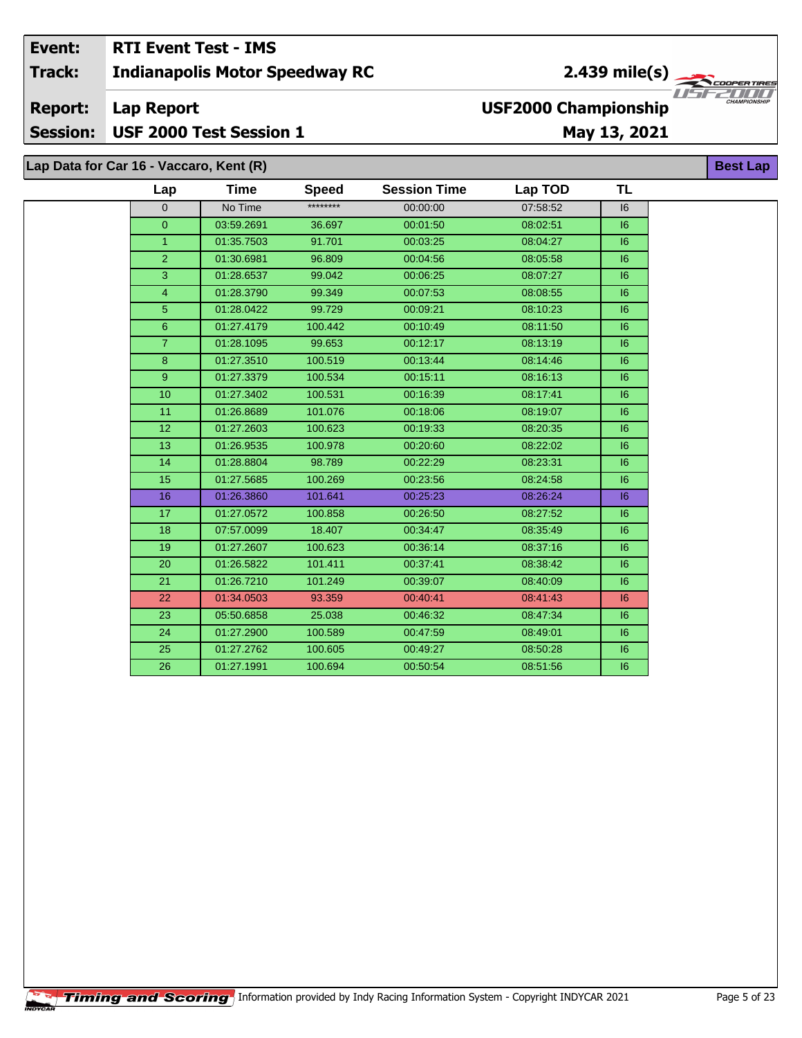| | |
|---|---|
| **Event:** | **RTI Event Test - IMS** |
| **Track:** | **Indianapolis Motor Speedway RC** |
| **Report:** | **Lap Report** |
| **Session:** | **USF 2000 Test Session 1** |

**2.439 mile(s)**

**USF2000 Championship**

**May 13, 2021**

## Lap Data for Car 16 - Vaccaro, Kent (R)

**Best Lap**

| Lap | Time | Speed | Session Time | Lap TOD | TL |
|---|---|---|---|---|---|
| 0 | No Time | ******** | 00:00:00 | 07:58:52 | I6 |
| 0 | 03:59.2691 | 36.697 | 00:01:50 | 08:02:51 | I6 |
| 1 | 01:35.7503 | 91.701 | 00:03:25 | 08:04:27 | I6 |
| 2 | 01:30.6981 | 96.809 | 00:04:56 | 08:05:58 | I6 |
| 3 | 01:28.6537 | 99.042 | 00:06:25 | 08:07:27 | I6 |
| 4 | 01:28.3790 | 99.349 | 00:07:53 | 08:08:55 | I6 |
| 5 | 01:28.0422 | 99.729 | 00:09:21 | 08:10:23 | I6 |
| 6 | 01:27.4179 | 100.442 | 00:10:49 | 08:11:50 | I6 |
| 7 | 01:28.1095 | 99.653 | 00:12:17 | 08:13:19 | I6 |
| 8 | 01:27.3510 | 100.519 | 00:13:44 | 08:14:46 | I6 |
| 9 | 01:27.3379 | 100.534 | 00:15:11 | 08:16:13 | I6 |
| 10 | 01:27.3402 | 100.531 | 00:16:39 | 08:17:41 | I6 |
| 11 | 01:26.8689 | 101.076 | 00:18:06 | 08:19:07 | I6 |
| 12 | 01:27.2603 | 100.623 | 00:19:33 | 08:20:35 | I6 |
| 13 | 01:26.9535 | 100.978 | 00:20:60 | 08:22:02 | I6 |
| 14 | 01:28.8804 | 98.789 | 00:22:29 | 08:23:31 | I6 |
| 15 | 01:27.5685 | 100.269 | 00:23:56 | 08:24:58 | I6 |
| 16 | 01:26.3860 | 101.641 | 00:25:23 | 08:26:24 | I6 |
| 17 | 01:27.0572 | 100.858 | 00:26:50 | 08:27:52 | I6 |
| 18 | 07:57.0099 | 18.407 | 00:34:47 | 08:35:49 | I6 |
| 19 | 01:27.2607 | 100.623 | 00:36:14 | 08:37:16 | I6 |
| 20 | 01:26.5822 | 101.411 | 00:37:41 | 08:38:42 | I6 |
| 21 | 01:26.7210 | 101.249 | 00:39:07 | 08:40:09 | I6 |
| 22 | 01:34.0503 | 93.359 | 00:40:41 | 08:41:43 | I6 |
| 23 | 05:50.6858 | 25.038 | 00:46:32 | 08:47:34 | I6 |
| 24 | 01:27.2900 | 100.589 | 00:47:59 | 08:49:01 | I6 |
| 25 | 01:27.2762 | 100.605 | 00:49:27 | 08:50:28 | I6 |
| 26 | 01:27.1991 | 100.694 | 00:50:54 | 08:51:56 | I6 |

Information provided by Indy Racing Information System - Copyright INDYCAR 2021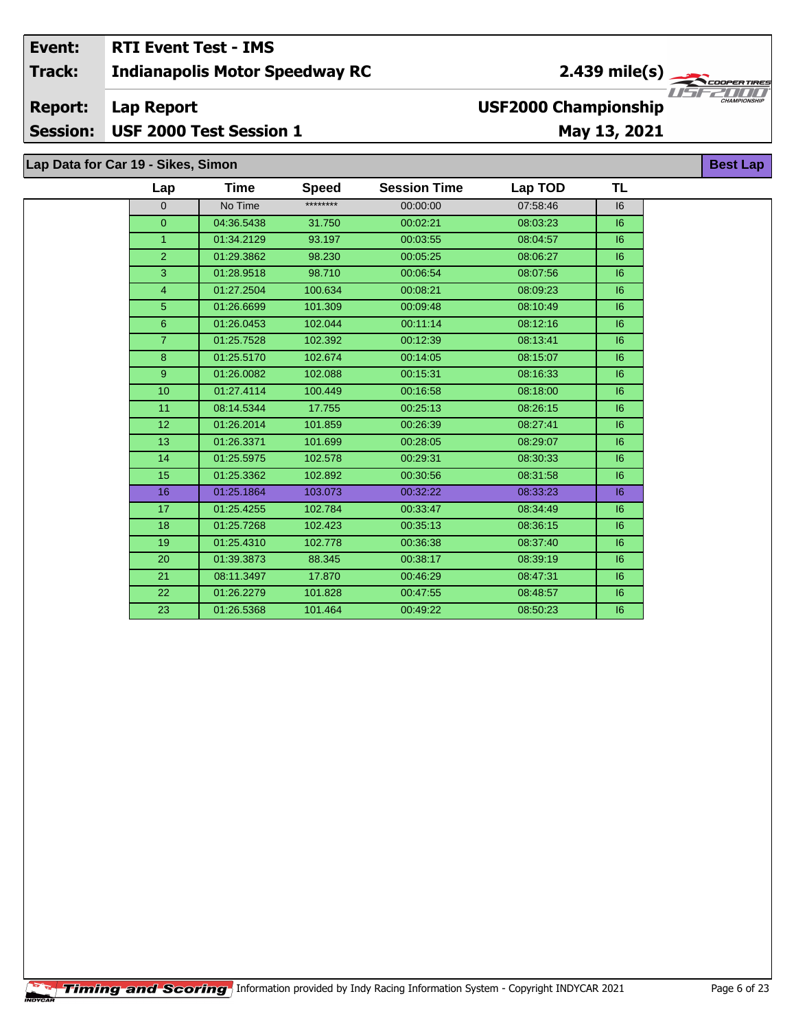| Event: | RTI Event Test - IMS | |
|---|---|---|
| Track: | Indianapolis Motor Speedway RC | 2.439 mile(s) |
| Report: | Lap Report | USF2000 Championship |
| Session: | USF 2000 Test Session 1 | May 13, 2021 |

## Lap Data for Car 19 - Sikes, Simon

**Best Lap**

| Lap | Time | Speed | Session Time | Lap TOD | TL |
|---|---|---|---|---|---|
| 0 | No Time | ******** | 00:00:00 | 07:58:46 | I6 |
| 0 | 04:36.5438 | 31.750 | 00:02:21 | 08:03:23 | I6 |
| 1 | 01:34.2129 | 93.197 | 00:03:55 | 08:04:57 | I6 |
| 2 | 01:29.3862 | 98.230 | 00:05:25 | 08:06:27 | I6 |
| 3 | 01:28.9518 | 98.710 | 00:06:54 | 08:07:56 | I6 |
| 4 | 01:27.2504 | 100.634 | 00:08:21 | 08:09:23 | I6 |
| 5 | 01:26.6699 | 101.309 | 00:09:48 | 08:10:49 | I6 |
| 6 | 01:26.0453 | 102.044 | 00:11:14 | 08:12:16 | I6 |
| 7 | 01:25.7528 | 102.392 | 00:12:39 | 08:13:41 | I6 |
| 8 | 01:25.5170 | 102.674 | 00:14:05 | 08:15:07 | I6 |
| 9 | 01:26.0082 | 102.088 | 00:15:31 | 08:16:33 | I6 |
| 10 | 01:27.4114 | 100.449 | 00:16:58 | 08:18:00 | I6 |
| 11 | 08:14.5344 | 17.755 | 00:25:13 | 08:26:15 | I6 |
| 12 | 01:26.2014 | 101.859 | 00:26:39 | 08:27:41 | I6 |
| 13 | 01:26.3371 | 101.699 | 00:28:05 | 08:29:07 | I6 |
| 14 | 01:25.5975 | 102.578 | 00:29:31 | 08:30:33 | I6 |
| 15 | 01:25.3362 | 102.892 | 00:30:56 | 08:31:58 | I6 |
| 16 | 01:25.1864 | 103.073 | 00:32:22 | 08:33:23 | I6 |
| 17 | 01:25.4255 | 102.784 | 00:33:47 | 08:34:49 | I6 |
| 18 | 01:25.7268 | 102.423 | 00:35:13 | 08:36:15 | I6 |
| 19 | 01:25.4310 | 102.778 | 00:36:38 | 08:37:40 | I6 |
| 20 | 01:39.3873 | 88.345 | 00:38:17 | 08:39:19 | I6 |
| 21 | 08:11.3497 | 17.870 | 00:46:29 | 08:47:31 | I6 |
| 22 | 01:26.2279 | 101.828 | 00:47:55 | 08:48:57 | I6 |
| 23 | 01:26.5368 | 101.464 | 00:49:22 | 08:50:23 | I6 |

Timing and Scoring Information provided by Indy Racing Information System - Copyright INDYCAR 2021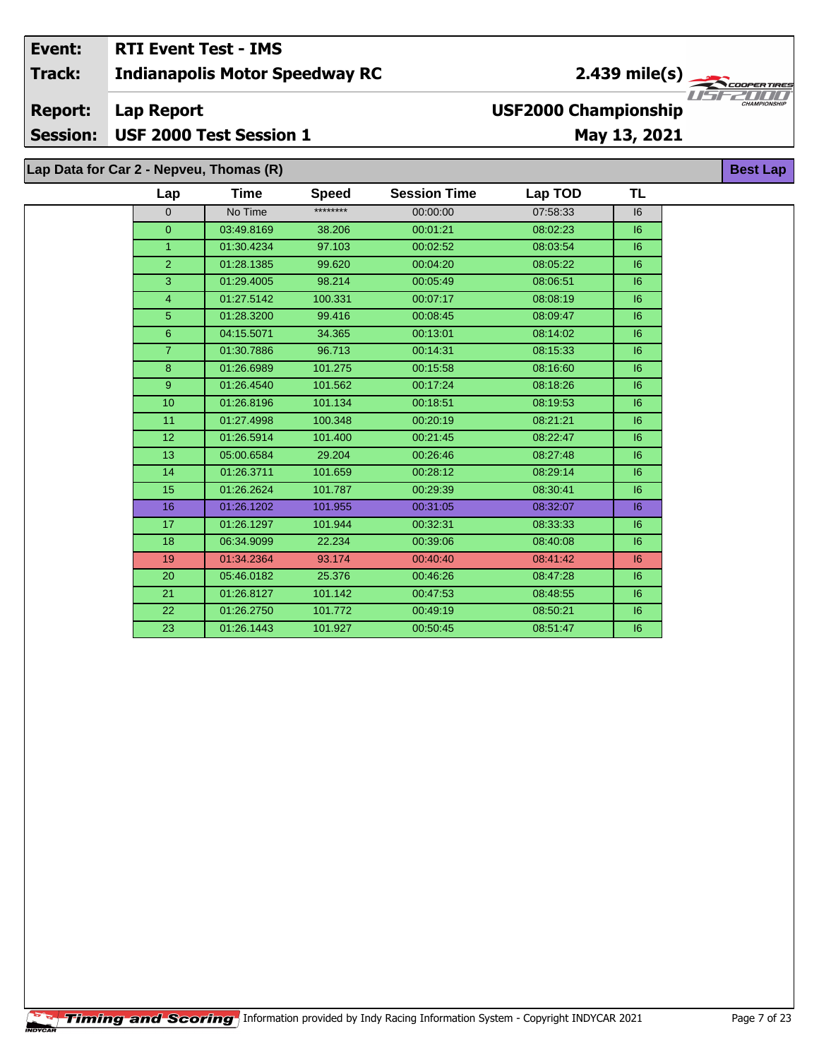| Event: | RTI Event Test - IMS | |
|---|---|---|
| Track: | Indianapolis Motor Speedway RC | 2.439 mile(s) |
| Report: | Lap Report | USF2000 Championship |
| Session: | USF 2000 Test Session 1 | May 13, 2021 |

## Lap Data for Car 2 - Nepveu, Thomas (R)

**Best Lap**

| Lap | Time | Speed | Session Time | Lap TOD | TL |
|---|---|---|---|---|---|
| 0 | No Time | ******** | 00:00:00 | 07:58:33 | I6 |
| 0 | 03:49.8169 | 38.206 | 00:01:21 | 08:02:23 | I6 |
| 1 | 01:30.4234 | 97.103 | 00:02:52 | 08:03:54 | I6 |
| 2 | 01:28.1385 | 99.620 | 00:04:20 | 08:05:22 | I6 |
| 3 | 01:29.4005 | 98.214 | 00:05:49 | 08:06:51 | I6 |
| 4 | 01:27.5142 | 100.331 | 00:07:17 | 08:08:19 | I6 |
| 5 | 01:28.3200 | 99.416 | 00:08:45 | 08:09:47 | I6 |
| 6 | 04:15.5071 | 34.365 | 00:13:01 | 08:14:02 | I6 |
| 7 | 01:30.7886 | 96.713 | 00:14:31 | 08:15:33 | I6 |
| 8 | 01:26.6989 | 101.275 | 00:15:58 | 08:16:60 | I6 |
| 9 | 01:26.4540 | 101.562 | 00:17:24 | 08:18:26 | I6 |
| 10 | 01:26.8196 | 101.134 | 00:18:51 | 08:19:53 | I6 |
| 11 | 01:27.4998 | 100.348 | 00:20:19 | 08:21:21 | I6 |
| 12 | 01:26.5914 | 101.400 | 00:21:45 | 08:22:47 | I6 |
| 13 | 05:00.6584 | 29.204 | 00:26:46 | 08:27:48 | I6 |
| 14 | 01:26.3711 | 101.659 | 00:28:12 | 08:29:14 | I6 |
| 15 | 01:26.2624 | 101.787 | 00:29:39 | 08:30:41 | I6 |
| 16 | 01:26.1202 | 101.955 | 00:31:05 | 08:32:07 | I6 |
| 17 | 01:26.1297 | 101.944 | 00:32:31 | 08:33:33 | I6 |
| 18 | 06:34.9099 | 22.234 | 00:39:06 | 08:40:08 | I6 |
| 19 | 01:34.2364 | 93.174 | 00:40:40 | 08:41:42 | I6 |
| 20 | 05:46.0182 | 25.376 | 00:46:26 | 08:47:28 | I6 |
| 21 | 01:26.8127 | 101.142 | 00:47:53 | 08:48:55 | I6 |
| 22 | 01:26.2750 | 101.772 | 00:49:19 | 08:50:21 | I6 |
| 23 | 01:26.1443 | 101.927 | 00:50:45 | 08:51:47 | I6 |

Information provided by Indy Racing Information System - Copyright INDYCAR 2021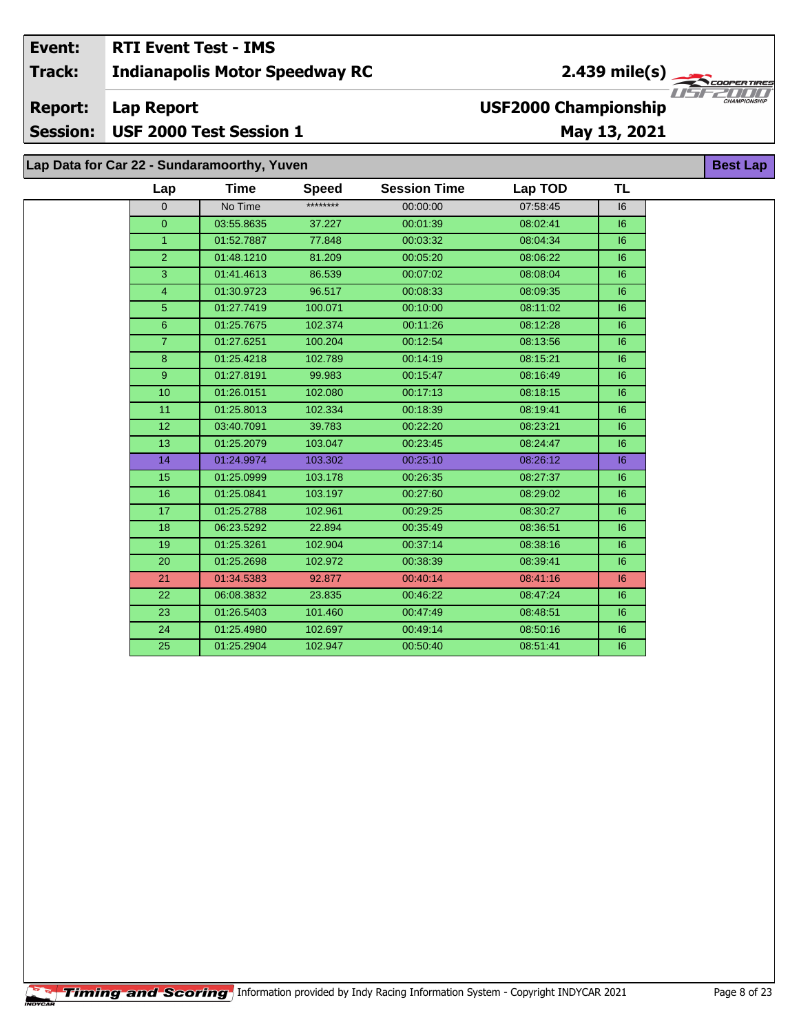| Event: | RTI Event Test - IMS | |
|---|---|---|
| Track: | Indianapolis Motor Speedway RC | 2.439 mile(s) |
| Report: | Lap Report | USF2000 Championship |
| Session: | USF 2000 Test Session 1 | May 13, 2021 |

## Lap Data for Car 22 - Sundaramoorthy, Yuven

Best Lap

| Lap | Time | Speed | Session Time | Lap TOD | TL |
|---|---|---|---|---|---|
| 0 | No Time | ******** | 00:00:00 | 07:58:45 | I6 |
| 0 | 03:55.8635 | 37.227 | 00:01:39 | 08:02:41 | I6 |
| 1 | 01:52.7887 | 77.848 | 00:03:32 | 08:04:34 | I6 |
| 2 | 01:48.1210 | 81.209 | 00:05:20 | 08:06:22 | I6 |
| 3 | 01:41.4613 | 86.539 | 00:07:02 | 08:08:04 | I6 |
| 4 | 01:30.9723 | 96.517 | 00:08:33 | 08:09:35 | I6 |
| 5 | 01:27.7419 | 100.071 | 00:10:00 | 08:11:02 | I6 |
| 6 | 01:25.7675 | 102.374 | 00:11:26 | 08:12:28 | I6 |
| 7 | 01:27.6251 | 100.204 | 00:12:54 | 08:13:56 | I6 |
| 8 | 01:25.4218 | 102.789 | 00:14:19 | 08:15:21 | I6 |
| 9 | 01:27.8191 | 99.983 | 00:15:47 | 08:16:49 | I6 |
| 10 | 01:26.0151 | 102.080 | 00:17:13 | 08:18:15 | I6 |
| 11 | 01:25.8013 | 102.334 | 00:18:39 | 08:19:41 | I6 |
| 12 | 03:40.7091 | 39.783 | 00:22:20 | 08:23:21 | I6 |
| 13 | 01:25.2079 | 103.047 | 00:23:45 | 08:24:47 | I6 |
| 14 | 01:24.9974 | 103.302 | 00:25:10 | 08:26:12 | I6 |
| 15 | 01:25.0999 | 103.178 | 00:26:35 | 08:27:37 | I6 |
| 16 | 01:25.0841 | 103.197 | 00:27:60 | 08:29:02 | I6 |
| 17 | 01:25.2788 | 102.961 | 00:29:25 | 08:30:27 | I6 |
| 18 | 06:23.5292 | 22.894 | 00:35:49 | 08:36:51 | I6 |
| 19 | 01:25.3261 | 102.904 | 00:37:14 | 08:38:16 | I6 |
| 20 | 01:25.2698 | 102.972 | 00:38:39 | 08:39:41 | I6 |
| 21 | 01:34.5383 | 92.877 | 00:40:14 | 08:41:16 | I6 |
| 22 | 06:08.3832 | 23.835 | 00:46:22 | 08:47:24 | I6 |
| 23 | 01:26.5403 | 101.460 | 00:47:49 | 08:48:51 | I6 |
| 24 | 01:25.4980 | 102.697 | 00:49:14 | 08:50:16 | I6 |
| 25 | 01:25.2904 | 102.947 | 00:50:40 | 08:51:41 | I6 |

Information provided by Indy Racing Information System - Copyright INDYCAR 2021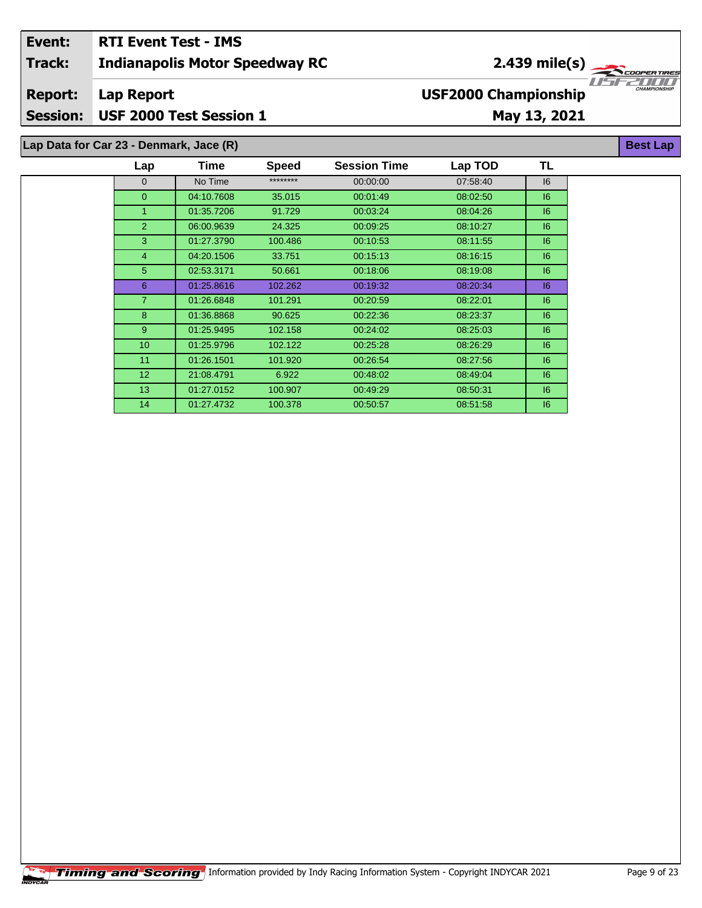| Event: | RTI Event Test - IMS | |
|---|---|---|
| Track: | Indianapolis Motor Speedway RC | 2.439 mile(s) |
| Report: | Lap Report | USF2000 Championship |
| Session: | USF 2000 Test Session 1 | May 13, 2021 |

## Lap Data for Car 23 - Denmark, Jace (R)

**Best Lap**

| Lap | Time | Speed | Session Time | Lap TOD | TL |
|---|---|---|---|---|---|
| 0 | No Time | ******** | 00:00:00 | 07:58:40 | I6 |
| 0 | 04:10.7608 | 35.015 | 00:01:49 | 08:02:50 | I6 |
| 1 | 01:35.7206 | 91.729 | 00:03:24 | 08:04:26 | I6 |
| 2 | 06:00.9639 | 24.325 | 00:09:25 | 08:10:27 | I6 |
| 3 | 01:27.3790 | 100.486 | 00:10:53 | 08:11:55 | I6 |
| 4 | 04:20.1506 | 33.751 | 00:15:13 | 08:16:15 | I6 |
| 5 | 02:53.3171 | 50.661 | 00:18:06 | 08:19:08 | I6 |
| 6 | 01:25.8616 | 102.262 | 00:19:32 | 08:20:34 | I6 |
| 7 | 01:26.6848 | 101.291 | 00:20:59 | 08:22:01 | I6 |
| 8 | 01:36.8868 | 90.625 | 00:22:36 | 08:23:37 | I6 |
| 9 | 01:25.9495 | 102.158 | 00:24:02 | 08:25:03 | I6 |
| 10 | 01:25.9796 | 102.122 | 00:25:28 | 08:26:29 | I6 |
| 11 | 01:26.1501 | 101.920 | 00:26:54 | 08:27:56 | I6 |
| 12 | 21:08.4791 | 6.922 | 00:48:02 | 08:49:04 | I6 |
| 13 | 01:27.0152 | 100.907 | 00:49:29 | 08:50:31 | I6 |
| 14 | 01:27.4732 | 100.378 | 00:50:57 | 08:51:58 | I6 |

Timing and Scoring Information provided by Indy Racing Information System - Copyright INDYCAR 2021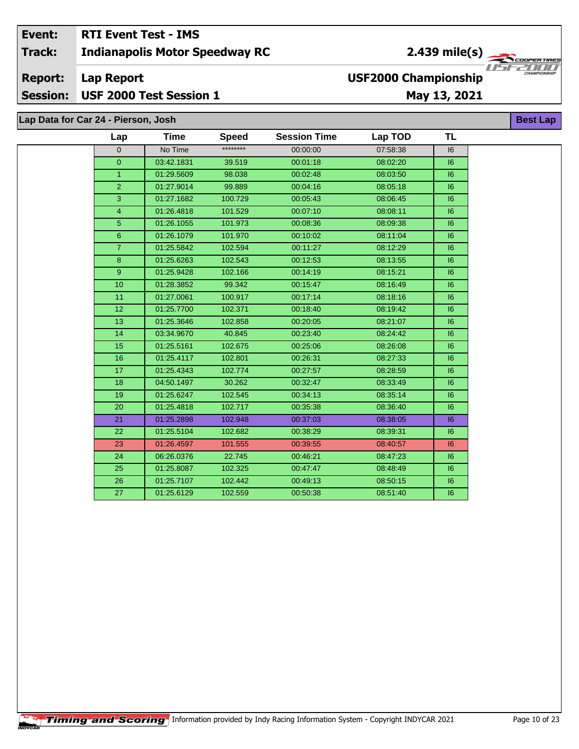| Event: | RTI Event Test - IMS | |
|---|---|---|
| Track: | Indianapolis Motor Speedway RC | 2.439 mile(s) |
| Report: | Lap Report | USF2000 Championship |
| Session: | USF 2000 Test Session 1 | May 13, 2021 |

## Lap Data for Car 24 - Pierson, Josh

Best Lap

| Lap | Time | Speed | Session Time | Lap TOD | TL |
|---|---|---|---|---|---|
| 0 | No Time | ******** | 00:00:00 | 07:58:38 | I6 |
| 0 | 03:42.1831 | 39.519 | 00:01:18 | 08:02:20 | I6 |
| 1 | 01:29.5609 | 98.038 | 00:02:48 | 08:03:50 | I6 |
| 2 | 01:27.9014 | 99.889 | 00:04:16 | 08:05:18 | I6 |
| 3 | 01:27.1682 | 100.729 | 00:05:43 | 08:06:45 | I6 |
| 4 | 01:26.4818 | 101.529 | 00:07:10 | 08:08:11 | I6 |
| 5 | 01:26.1055 | 101.973 | 00:08:36 | 08:09:38 | I6 |
| 6 | 01:26.1079 | 101.970 | 00:10:02 | 08:11:04 | I6 |
| 7 | 01:25.5842 | 102.594 | 00:11:27 | 08:12:29 | I6 |
| 8 | 01:25.6263 | 102.543 | 00:12:53 | 08:13:55 | I6 |
| 9 | 01:25.9428 | 102.166 | 00:14:19 | 08:15:21 | I6 |
| 10 | 01:28.3852 | 99.342 | 00:15:47 | 08:16:49 | I6 |
| 11 | 01:27.0061 | 100.917 | 00:17:14 | 08:18:16 | I6 |
| 12 | 01:25.7700 | 102.371 | 00:18:40 | 08:19:42 | I6 |
| 13 | 01:25.3646 | 102.858 | 00:20:05 | 08:21:07 | I6 |
| 14 | 03:34.9670 | 40.845 | 00:23:40 | 08:24:42 | I6 |
| 15 | 01:25.5161 | 102.675 | 00:25:06 | 08:26:08 | I6 |
| 16 | 01:25.4117 | 102.801 | 00:26:31 | 08:27:33 | I6 |
| 17 | 01:25.4343 | 102.774 | 00:27:57 | 08:28:59 | I6 |
| 18 | 04:50.1497 | 30.262 | 00:32:47 | 08:33:49 | I6 |
| 19 | 01:25.6247 | 102.545 | 00:34:13 | 08:35:14 | I6 |
| 20 | 01:25.4818 | 102.717 | 00:35:38 | 08:36:40 | I6 |
| 21 | 01:25.2898 | 102.948 | 00:37:03 | 08:38:05 | I6 |
| 22 | 01:25.5104 | 102.682 | 00:38:29 | 08:39:31 | I6 |
| 23 | 01:26.4597 | 101.555 | 00:39:55 | 08:40:57 | I6 |
| 24 | 06:26.0376 | 22.745 | 00:46:21 | 08:47:23 | I6 |
| 25 | 01:25.8087 | 102.325 | 00:47:47 | 08:48:49 | I6 |
| 26 | 01:25.7107 | 102.442 | 00:49:13 | 08:50:15 | I6 |
| 27 | 01:25.6129 | 102.559 | 00:50:38 | 08:51:40 | I6 |

Timing and Scoring — Information provided by Indy Racing Information System - Copyright INDYCAR 2021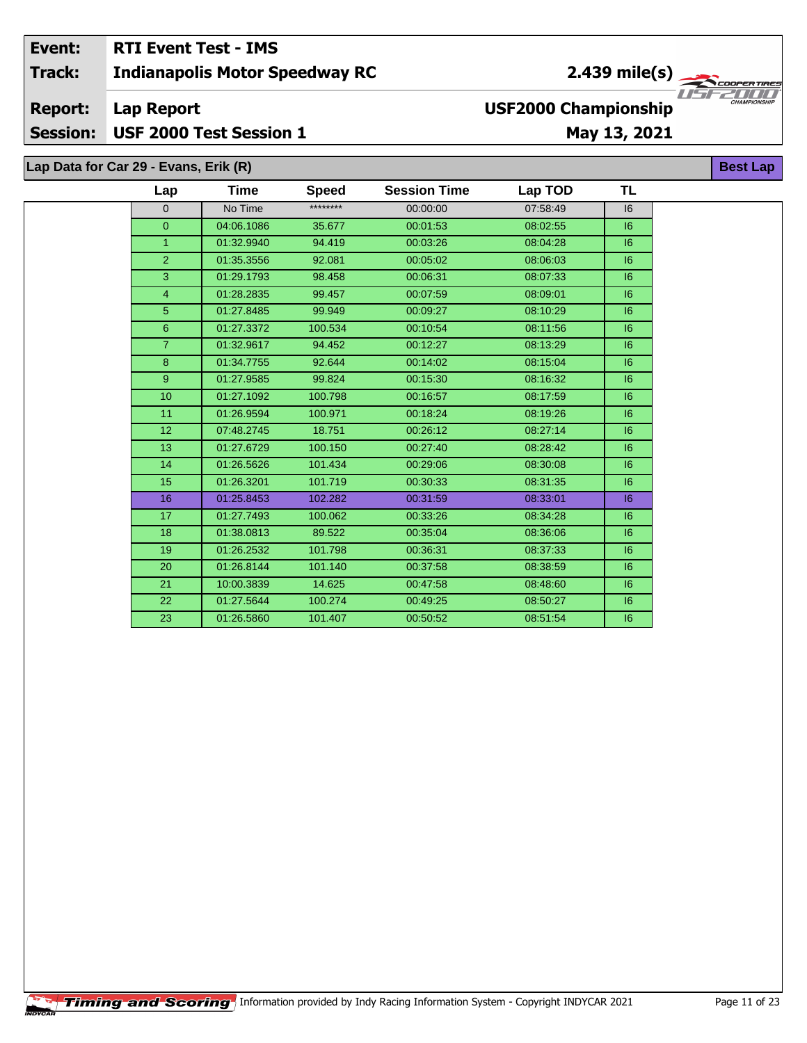| Event: | RTI Event Test - IMS | |
|---|---|---|
| Track: | Indianapolis Motor Speedway RC | 2.439 mile(s) |
| Report: | Lap Report | USF2000 Championship |
| Session: | USF 2000 Test Session 1 | May 13, 2021 |

## Lap Data for Car 29 - Evans, Erik (R)

**Best Lap**

| Lap | Time | Speed | Session Time | Lap TOD | TL |
|---|---|---|---|---|---|
| 0 | No Time | ******** | 00:00:00 | 07:58:49 | I6 |
| 0 | 04:06.1086 | 35.677 | 00:01:53 | 08:02:55 | I6 |
| 1 | 01:32.9940 | 94.419 | 00:03:26 | 08:04:28 | I6 |
| 2 | 01:35.3556 | 92.081 | 00:05:02 | 08:06:03 | I6 |
| 3 | 01:29.1793 | 98.458 | 00:06:31 | 08:07:33 | I6 |
| 4 | 01:28.2835 | 99.457 | 00:07:59 | 08:09:01 | I6 |
| 5 | 01:27.8485 | 99.949 | 00:09:27 | 08:10:29 | I6 |
| 6 | 01:27.3372 | 100.534 | 00:10:54 | 08:11:56 | I6 |
| 7 | 01:32.9617 | 94.452 | 00:12:27 | 08:13:29 | I6 |
| 8 | 01:34.7755 | 92.644 | 00:14:02 | 08:15:04 | I6 |
| 9 | 01:27.9585 | 99.824 | 00:15:30 | 08:16:32 | I6 |
| 10 | 01:27.1092 | 100.798 | 00:16:57 | 08:17:59 | I6 |
| 11 | 01:26.9594 | 100.971 | 00:18:24 | 08:19:26 | I6 |
| 12 | 07:48.2745 | 18.751 | 00:26:12 | 08:27:14 | I6 |
| 13 | 01:27.6729 | 100.150 | 00:27:40 | 08:28:42 | I6 |
| 14 | 01:26.5626 | 101.434 | 00:29:06 | 08:30:08 | I6 |
| 15 | 01:26.3201 | 101.719 | 00:30:33 | 08:31:35 | I6 |
| 16 | 01:25.8453 | 102.282 | 00:31:59 | 08:33:01 | I6 |
| 17 | 01:27.7493 | 100.062 | 00:33:26 | 08:34:28 | I6 |
| 18 | 01:38.0813 | 89.522 | 00:35:04 | 08:36:06 | I6 |
| 19 | 01:26.2532 | 101.798 | 00:36:31 | 08:37:33 | I6 |
| 20 | 01:26.8144 | 101.140 | 00:37:58 | 08:38:59 | I6 |
| 21 | 10:00.3839 | 14.625 | 00:47:58 | 08:48:60 | I6 |
| 22 | 01:27.5644 | 100.274 | 00:49:25 | 08:50:27 | I6 |
| 23 | 01:26.5860 | 101.407 | 00:50:52 | 08:51:54 | I6 |

Timing and Scoring — Information provided by Indy Racing Information System - Copyright INDYCAR 2021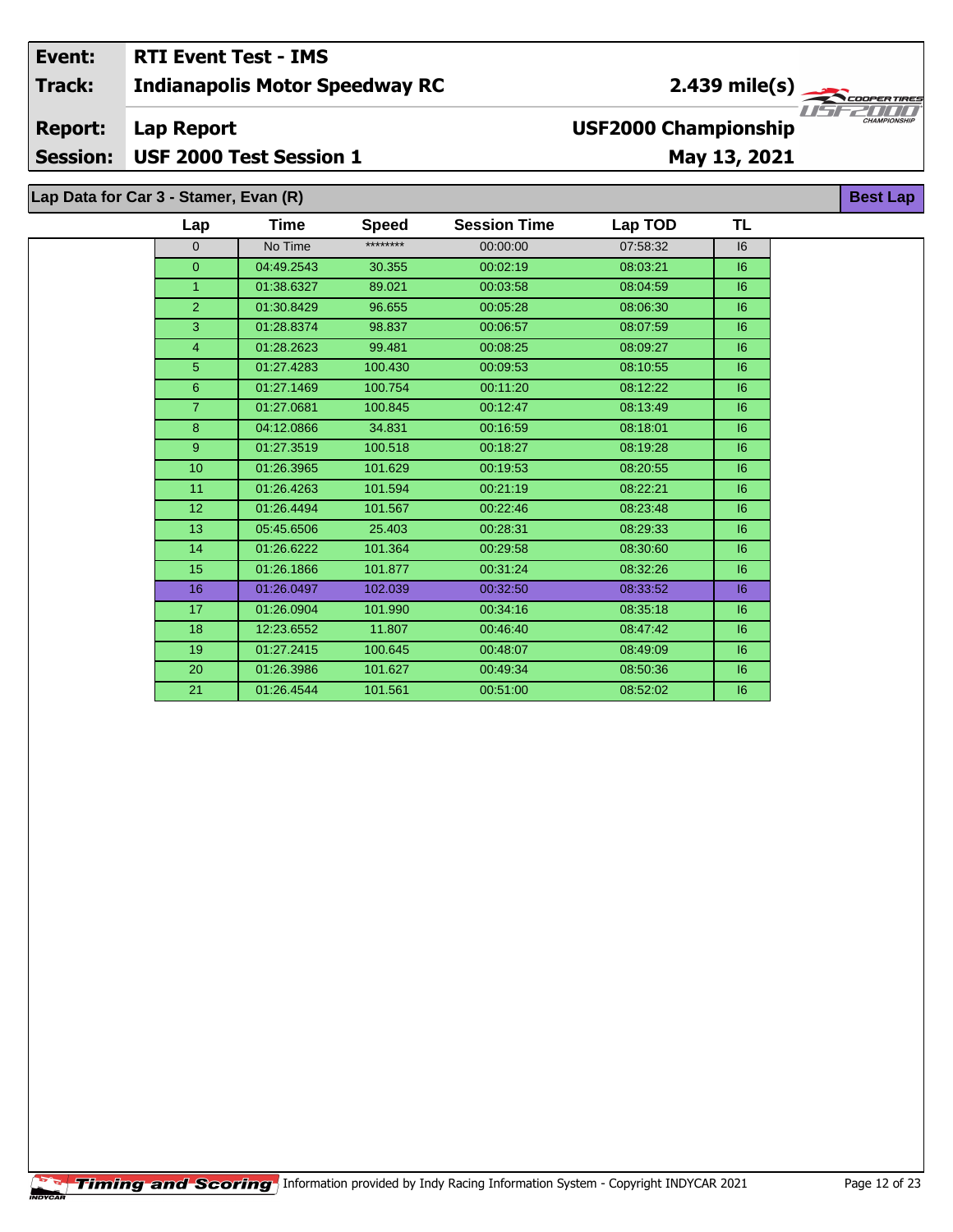**Event:** RTI Event Test - IMS

**Track:** Indianapolis Motor Speedway RC — 2.439 mile(s)

**Report:** Lap Report — USF2000 Championship

**Session:** USF 2000 Test Session 1 — May 13, 2021

## Lap Data for Car 3 - Stamer, Evan (R)

Best Lap

| Lap | Time | Speed | Session Time | Lap TOD | TL |
|---|---|---|---|---|---|
| 0 | No Time | ******** | 00:00:00 | 07:58:32 | I6 |
| 0 | 04:49.2543 | 30.355 | 00:02:19 | 08:03:21 | I6 |
| 1 | 01:38.6327 | 89.021 | 00:03:58 | 08:04:59 | I6 |
| 2 | 01:30.8429 | 96.655 | 00:05:28 | 08:06:30 | I6 |
| 3 | 01:28.8374 | 98.837 | 00:06:57 | 08:07:59 | I6 |
| 4 | 01:28.2623 | 99.481 | 00:08:25 | 08:09:27 | I6 |
| 5 | 01:27.4283 | 100.430 | 00:09:53 | 08:10:55 | I6 |
| 6 | 01:27.1469 | 100.754 | 00:11:20 | 08:12:22 | I6 |
| 7 | 01:27.0681 | 100.845 | 00:12:47 | 08:13:49 | I6 |
| 8 | 04:12.0866 | 34.831 | 00:16:59 | 08:18:01 | I6 |
| 9 | 01:27.3519 | 100.518 | 00:18:27 | 08:19:28 | I6 |
| 10 | 01:26.3965 | 101.629 | 00:19:53 | 08:20:55 | I6 |
| 11 | 01:26.4263 | 101.594 | 00:21:19 | 08:22:21 | I6 |
| 12 | 01:26.4494 | 101.567 | 00:22:46 | 08:23:48 | I6 |
| 13 | 05:45.6506 | 25.403 | 00:28:31 | 08:29:33 | I6 |
| 14 | 01:26.6222 | 101.364 | 00:29:58 | 08:30:60 | I6 |
| 15 | 01:26.1866 | 101.877 | 00:31:24 | 08:32:26 | I6 |
| 16 | 01:26.0497 | 102.039 | 00:32:50 | 08:33:52 | I6 |
| 17 | 01:26.0904 | 101.990 | 00:34:16 | 08:35:18 | I6 |
| 18 | 12:23.6552 | 11.807 | 00:46:40 | 08:47:42 | I6 |
| 19 | 01:27.2415 | 100.645 | 00:48:07 | 08:49:09 | I6 |
| 20 | 01:26.3986 | 101.627 | 00:49:34 | 08:50:36 | I6 |
| 21 | 01:26.4544 | 101.561 | 00:51:00 | 08:52:02 | I6 |

Information provided by Indy Racing Information System - Copyright INDYCAR 2021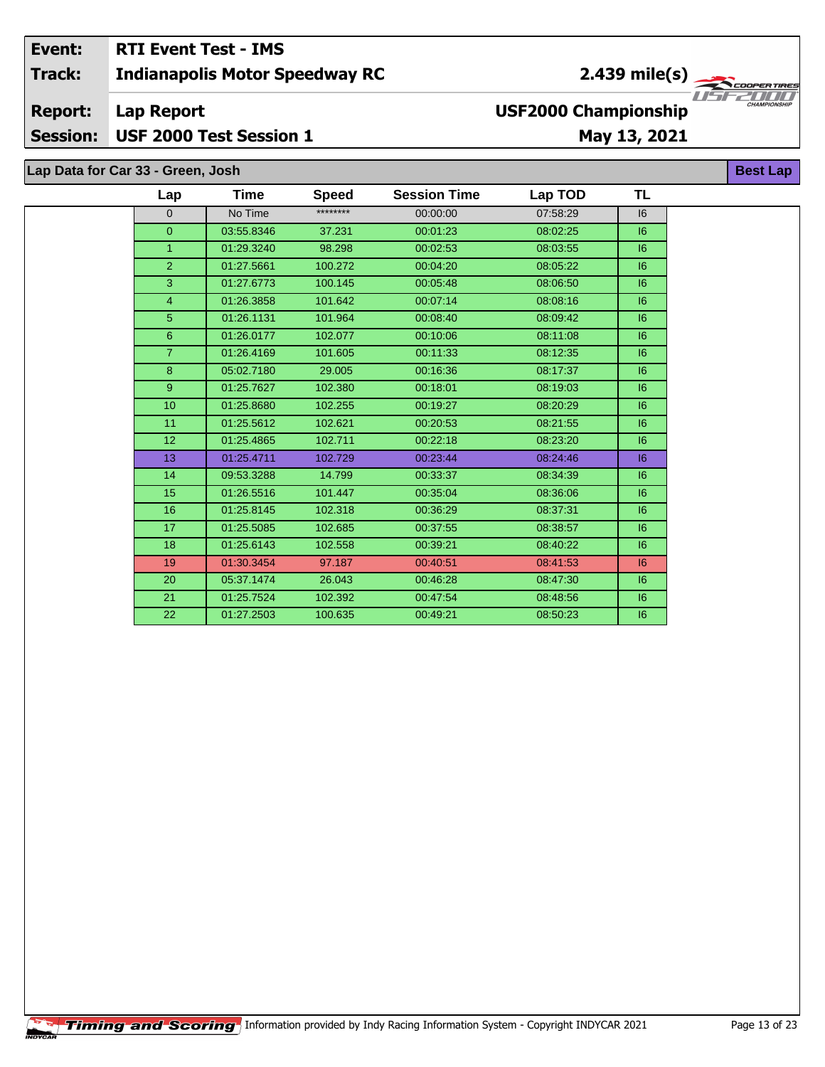| Event: | RTI Event Test - IMS | |
|---|---|---|
| Track: | Indianapolis Motor Speedway RC | 2.439 mile(s) |
| Report: | Lap Report | USF2000 Championship |
| Session: | USF 2000 Test Session 1 | May 13, 2021 |

## Lap Data for Car 33 - Green, Josh

**Best Lap**

| Lap | Time | Speed | Session Time | Lap TOD | TL |
|---|---|---|---|---|---|
| 0 | No Time | ******** | 00:00:00 | 07:58:29 | I6 |
| 0 | 03:55.8346 | 37.231 | 00:01:23 | 08:02:25 | I6 |
| 1 | 01:29.3240 | 98.298 | 00:02:53 | 08:03:55 | I6 |
| 2 | 01:27.5661 | 100.272 | 00:04:20 | 08:05:22 | I6 |
| 3 | 01:27.6773 | 100.145 | 00:05:48 | 08:06:50 | I6 |
| 4 | 01:26.3858 | 101.642 | 00:07:14 | 08:08:16 | I6 |
| 5 | 01:26.1131 | 101.964 | 00:08:40 | 08:09:42 | I6 |
| 6 | 01:26.0177 | 102.077 | 00:10:06 | 08:11:08 | I6 |
| 7 | 01:26.4169 | 101.605 | 00:11:33 | 08:12:35 | I6 |
| 8 | 05:02.7180 | 29.005 | 00:16:36 | 08:17:37 | I6 |
| 9 | 01:25.7627 | 102.380 | 00:18:01 | 08:19:03 | I6 |
| 10 | 01:25.8680 | 102.255 | 00:19:27 | 08:20:29 | I6 |
| 11 | 01:25.5612 | 102.621 | 00:20:53 | 08:21:55 | I6 |
| 12 | 01:25.4865 | 102.711 | 00:22:18 | 08:23:20 | I6 |
| 13 | 01:25.4711 | 102.729 | 00:23:44 | 08:24:46 | I6 |
| 14 | 09:53.3288 | 14.799 | 00:33:37 | 08:34:39 | I6 |
| 15 | 01:26.5516 | 101.447 | 00:35:04 | 08:36:06 | I6 |
| 16 | 01:25.8145 | 102.318 | 00:36:29 | 08:37:31 | I6 |
| 17 | 01:25.5085 | 102.685 | 00:37:55 | 08:38:57 | I6 |
| 18 | 01:25.6143 | 102.558 | 00:39:21 | 08:40:22 | I6 |
| 19 | 01:30.3454 | 97.187 | 00:40:51 | 08:41:53 | I6 |
| 20 | 05:37.1474 | 26.043 | 00:46:28 | 08:47:30 | I6 |
| 21 | 01:25.7524 | 102.392 | 00:47:54 | 08:48:56 | I6 |
| 22 | 01:27.2503 | 100.635 | 00:49:21 | 08:50:23 | I6 |

Timing and Scoring Information provided by Indy Racing Information System - Copyright INDYCAR 2021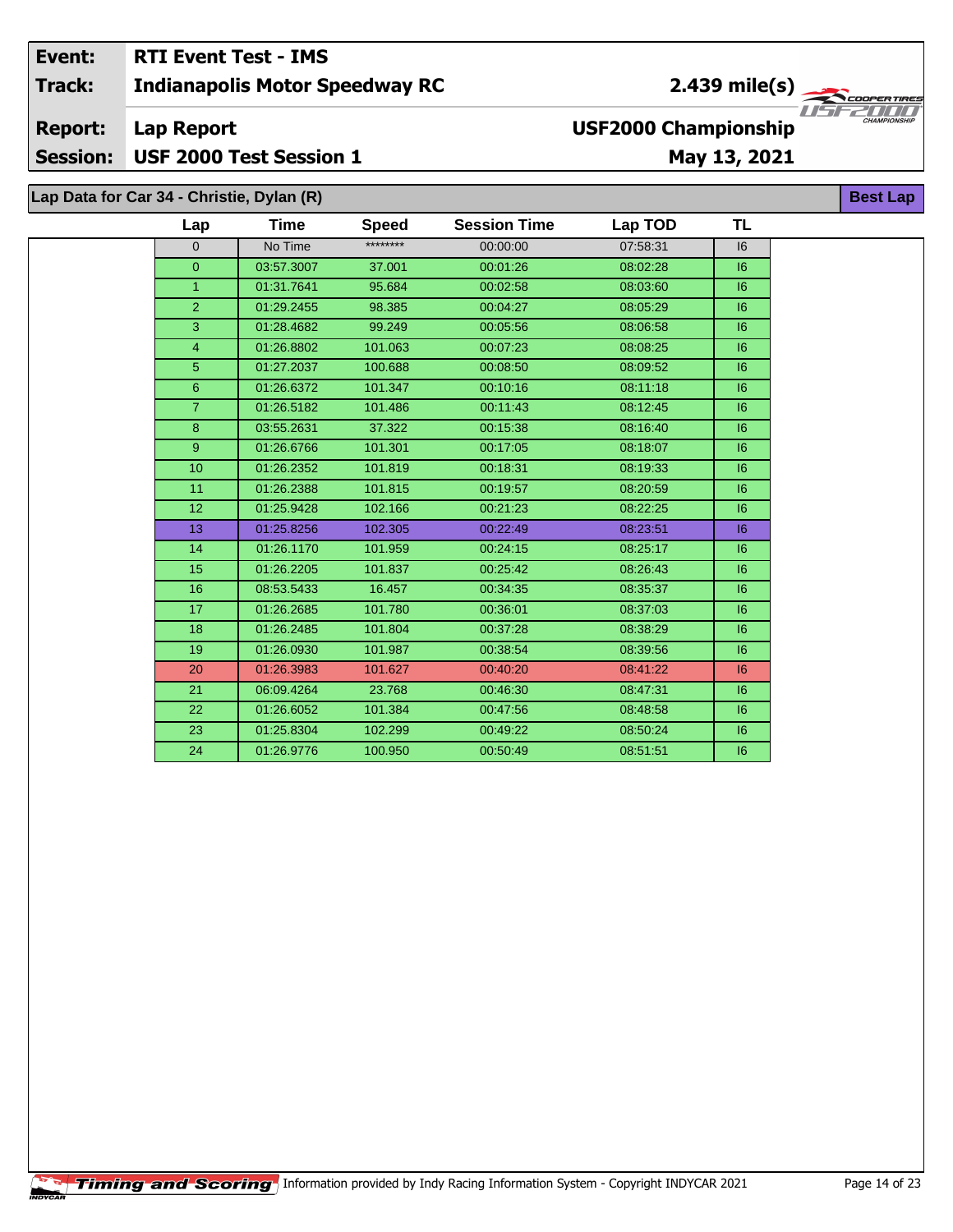| Event: | RTI Event Test - IMS | |
|---|---|---|
| Track: | Indianapolis Motor Speedway RC | 2.439 mile(s) |
| Report: | Lap Report | USF2000 Championship |
| Session: | USF 2000 Test Session 1 | May 13, 2021 |

## Lap Data for Car 34 - Christie, Dylan (R)

**Best Lap**

| Lap | Time | Speed | Session Time | Lap TOD | TL |
|---|---|---|---|---|---|
| 0 | No Time | ******** | 00:00:00 | 07:58:31 | I6 |
| 0 | 03:57.3007 | 37.001 | 00:01:26 | 08:02:28 | I6 |
| 1 | 01:31.7641 | 95.684 | 00:02:58 | 08:03:60 | I6 |
| 2 | 01:29.2455 | 98.385 | 00:04:27 | 08:05:29 | I6 |
| 3 | 01:28.4682 | 99.249 | 00:05:56 | 08:06:58 | I6 |
| 4 | 01:26.8802 | 101.063 | 00:07:23 | 08:08:25 | I6 |
| 5 | 01:27.2037 | 100.688 | 00:08:50 | 08:09:52 | I6 |
| 6 | 01:26.6372 | 101.347 | 00:10:16 | 08:11:18 | I6 |
| 7 | 01:26.5182 | 101.486 | 00:11:43 | 08:12:45 | I6 |
| 8 | 03:55.2631 | 37.322 | 00:15:38 | 08:16:40 | I6 |
| 9 | 01:26.6766 | 101.301 | 00:17:05 | 08:18:07 | I6 |
| 10 | 01:26.2352 | 101.819 | 00:18:31 | 08:19:33 | I6 |
| 11 | 01:26.2388 | 101.815 | 00:19:57 | 08:20:59 | I6 |
| 12 | 01:25.9428 | 102.166 | 00:21:23 | 08:22:25 | I6 |
| 13 | 01:25.8256 | 102.305 | 00:22:49 | 08:23:51 | I6 |
| 14 | 01:26.1170 | 101.959 | 00:24:15 | 08:25:17 | I6 |
| 15 | 01:26.2205 | 101.837 | 00:25:42 | 08:26:43 | I6 |
| 16 | 08:53.5433 | 16.457 | 00:34:35 | 08:35:37 | I6 |
| 17 | 01:26.2685 | 101.780 | 00:36:01 | 08:37:03 | I6 |
| 18 | 01:26.2485 | 101.804 | 00:37:28 | 08:38:29 | I6 |
| 19 | 01:26.0930 | 101.987 | 00:38:54 | 08:39:56 | I6 |
| 20 | 01:26.3983 | 101.627 | 00:40:20 | 08:41:22 | I6 |
| 21 | 06:09.4264 | 23.768 | 00:46:30 | 08:47:31 | I6 |
| 22 | 01:26.6052 | 101.384 | 00:47:56 | 08:48:58 | I6 |
| 23 | 01:25.8304 | 102.299 | 00:49:22 | 08:50:24 | I6 |
| 24 | 01:26.9776 | 100.950 | 00:50:49 | 08:51:51 | I6 |

Timing and Scoring Information provided by Indy Racing Information System - Copyright INDYCAR 2021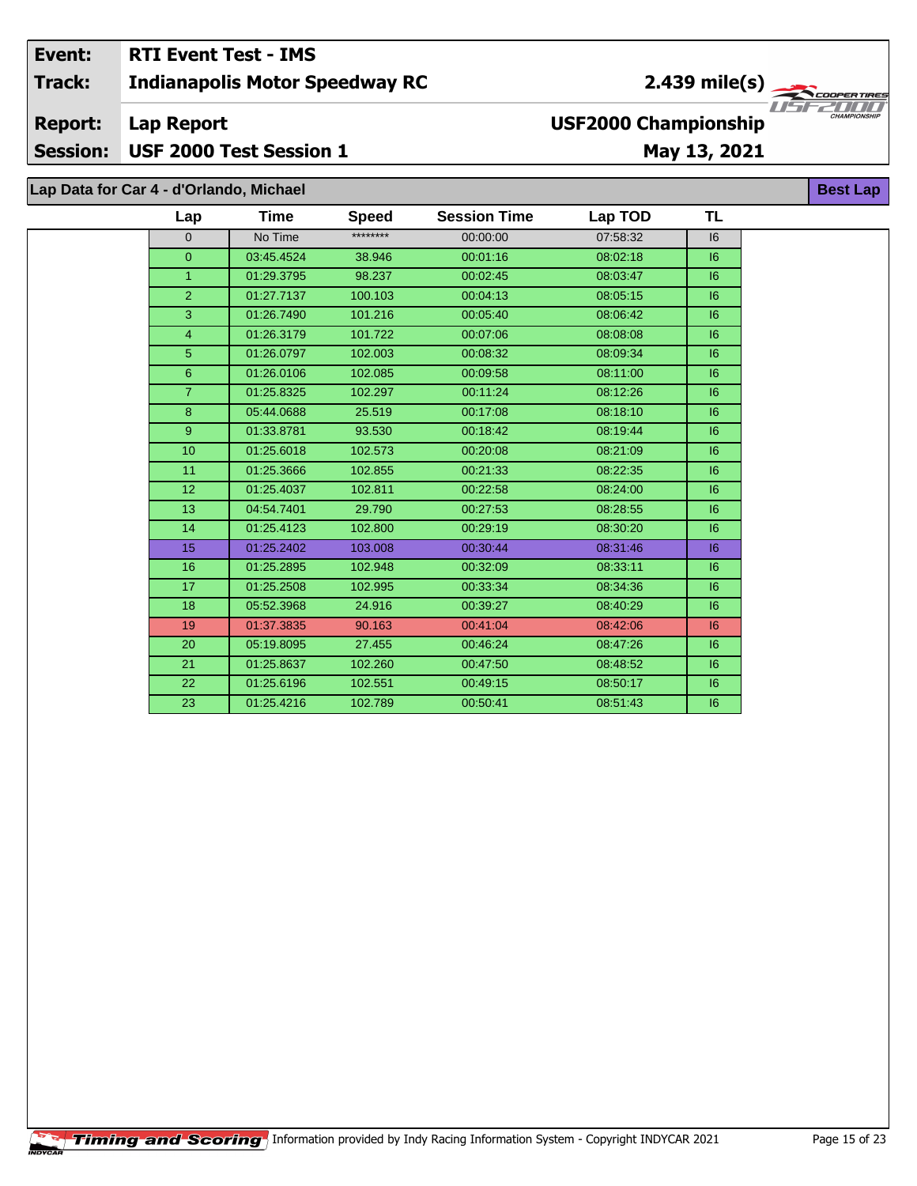**Event:** RTI Event Test - IMS
**Track:** Indianapolis Motor Speedway RC — 2.439 mile(s)
**Report:** Lap Report — USF2000 Championship
**Session:** USF 2000 Test Session 1 — May 13, 2021

## Lap Data for Car 4 - d'Orlando, Michael

Best Lap

| Lap | Time | Speed | Session Time | Lap TOD | TL |
|---|---|---|---|---|---|
| 0 | No Time | ******** | 00:00:00 | 07:58:32 | I6 |
| 0 | 03:45.4524 | 38.946 | 00:01:16 | 08:02:18 | I6 |
| 1 | 01:29.3795 | 98.237 | 00:02:45 | 08:03:47 | I6 |
| 2 | 01:27.7137 | 100.103 | 00:04:13 | 08:05:15 | I6 |
| 3 | 01:26.7490 | 101.216 | 00:05:40 | 08:06:42 | I6 |
| 4 | 01:26.3179 | 101.722 | 00:07:06 | 08:08:08 | I6 |
| 5 | 01:26.0797 | 102.003 | 00:08:32 | 08:09:34 | I6 |
| 6 | 01:26.0106 | 102.085 | 00:09:58 | 08:11:00 | I6 |
| 7 | 01:25.8325 | 102.297 | 00:11:24 | 08:12:26 | I6 |
| 8 | 05:44.0688 | 25.519 | 00:17:08 | 08:18:10 | I6 |
| 9 | 01:33.8781 | 93.530 | 00:18:42 | 08:19:44 | I6 |
| 10 | 01:25.6018 | 102.573 | 00:20:08 | 08:21:09 | I6 |
| 11 | 01:25.3666 | 102.855 | 00:21:33 | 08:22:35 | I6 |
| 12 | 01:25.4037 | 102.811 | 00:22:58 | 08:24:00 | I6 |
| 13 | 04:54.7401 | 29.790 | 00:27:53 | 08:28:55 | I6 |
| 14 | 01:25.4123 | 102.800 | 00:29:19 | 08:30:20 | I6 |
| 15 | 01:25.2402 | 103.008 | 00:30:44 | 08:31:46 | I6 |
| 16 | 01:25.2895 | 102.948 | 00:32:09 | 08:33:11 | I6 |
| 17 | 01:25.2508 | 102.995 | 00:33:34 | 08:34:36 | I6 |
| 18 | 05:52.3968 | 24.916 | 00:39:27 | 08:40:29 | I6 |
| 19 | 01:37.3835 | 90.163 | 00:41:04 | 08:42:06 | I6 |
| 20 | 05:19.8095 | 27.455 | 00:46:24 | 08:47:26 | I6 |
| 21 | 01:25.8637 | 102.260 | 00:47:50 | 08:48:52 | I6 |
| 22 | 01:25.6196 | 102.551 | 00:49:15 | 08:50:17 | I6 |
| 23 | 01:25.4216 | 102.789 | 00:50:41 | 08:51:43 | I6 |

Timing and Scoring — Information provided by Indy Racing Information System - Copyright INDYCAR 2021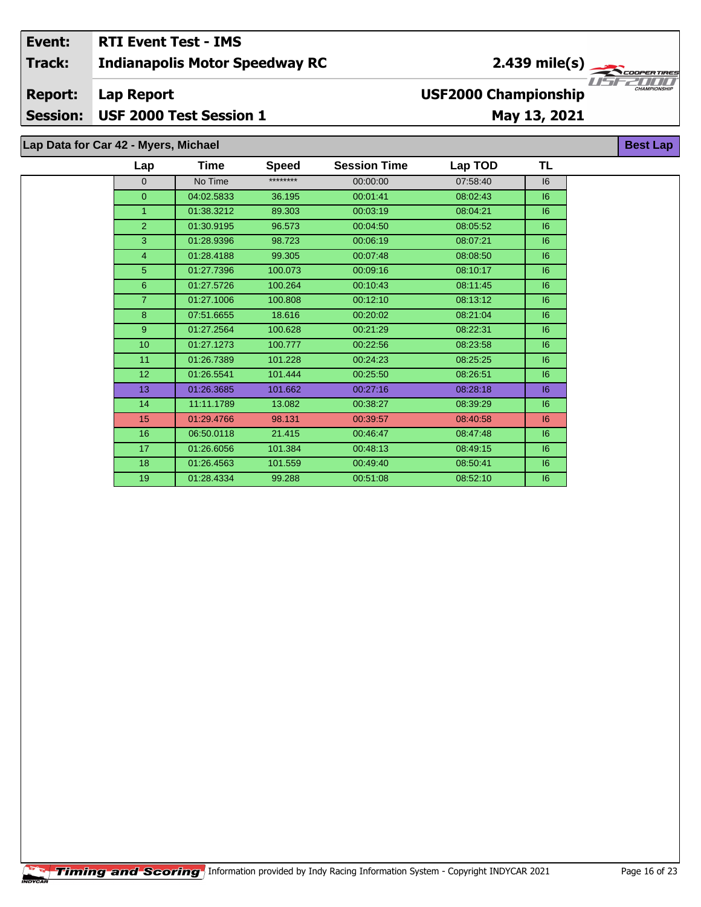| Event: | RTI Event Test - IMS | |
|---|---|---|
| Track: | Indianapolis Motor Speedway RC | 2.439 mile(s) |
| Report: | Lap Report | USF2000 Championship |
| Session: | USF 2000 Test Session 1 | May 13, 2021 |

## Lap Data for Car 42 - Myers, Michael

Best Lap

| Lap | Time | Speed | Session Time | Lap TOD | TL |
|---|---|---|---|---|---|
| 0 | No Time | ******** | 00:00:00 | 07:58:40 | I6 |
| 0 | 04:02.5833 | 36.195 | 00:01:41 | 08:02:43 | I6 |
| 1 | 01:38.3212 | 89.303 | 00:03:19 | 08:04:21 | I6 |
| 2 | 01:30.9195 | 96.573 | 00:04:50 | 08:05:52 | I6 |
| 3 | 01:28.9396 | 98.723 | 00:06:19 | 08:07:21 | I6 |
| 4 | 01:28.4188 | 99.305 | 00:07:48 | 08:08:50 | I6 |
| 5 | 01:27.7396 | 100.073 | 00:09:16 | 08:10:17 | I6 |
| 6 | 01:27.5726 | 100.264 | 00:10:43 | 08:11:45 | I6 |
| 7 | 01:27.1006 | 100.808 | 00:12:10 | 08:13:12 | I6 |
| 8 | 07:51.6655 | 18.616 | 00:20:02 | 08:21:04 | I6 |
| 9 | 01:27.2564 | 100.628 | 00:21:29 | 08:22:31 | I6 |
| 10 | 01:27.1273 | 100.777 | 00:22:56 | 08:23:58 | I6 |
| 11 | 01:26.7389 | 101.228 | 00:24:23 | 08:25:25 | I6 |
| 12 | 01:26.5541 | 101.444 | 00:25:50 | 08:26:51 | I6 |
| 13 | 01:26.3685 | 101.662 | 00:27:16 | 08:28:18 | I6 |
| 14 | 11:11.1789 | 13.082 | 00:38:27 | 08:39:29 | I6 |
| 15 | 01:29.4766 | 98.131 | 00:39:57 | 08:40:58 | I6 |
| 16 | 06:50.0118 | 21.415 | 00:46:47 | 08:47:48 | I6 |
| 17 | 01:26.6056 | 101.384 | 00:48:13 | 08:49:15 | I6 |
| 18 | 01:26.4563 | 101.559 | 00:49:40 | 08:50:41 | I6 |
| 19 | 01:28.4334 | 99.288 | 00:51:08 | 08:52:10 | I6 |

Information provided by Indy Racing Information System - Copyright INDYCAR 2021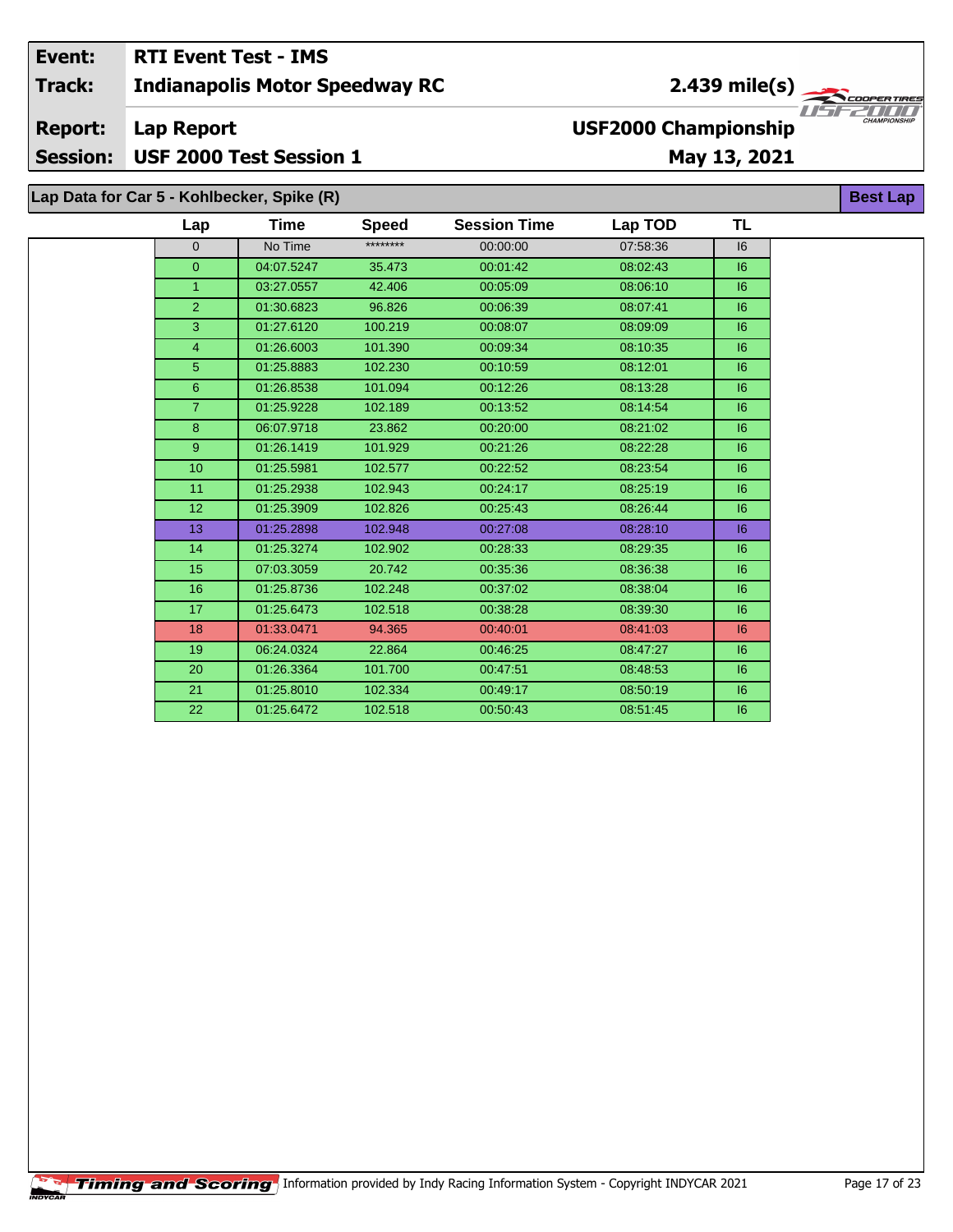| Event: | RTI Event Test - IMS | |
|---|---|---|
| Track: | Indianapolis Motor Speedway RC | 2.439 mile(s) |
| Report: | Lap Report | USF2000 Championship |
| Session: | USF 2000 Test Session 1 | May 13, 2021 |

## Lap Data for Car 5 - Kohlbecker, Spike (R)

**Best Lap**

| Lap | Time | Speed | Session Time | Lap TOD | TL |
|---|---|---|---|---|---|
| 0 | No Time | ******** | 00:00:00 | 07:58:36 | I6 |
| 0 | 04:07.5247 | 35.473 | 00:01:42 | 08:02:43 | I6 |
| 1 | 03:27.0557 | 42.406 | 00:05:09 | 08:06:10 | I6 |
| 2 | 01:30.6823 | 96.826 | 00:06:39 | 08:07:41 | I6 |
| 3 | 01:27.6120 | 100.219 | 00:08:07 | 08:09:09 | I6 |
| 4 | 01:26.6003 | 101.390 | 00:09:34 | 08:10:35 | I6 |
| 5 | 01:25.8883 | 102.230 | 00:10:59 | 08:12:01 | I6 |
| 6 | 01:26.8538 | 101.094 | 00:12:26 | 08:13:28 | I6 |
| 7 | 01:25.9228 | 102.189 | 00:13:52 | 08:14:54 | I6 |
| 8 | 06:07.9718 | 23.862 | 00:20:00 | 08:21:02 | I6 |
| 9 | 01:26.1419 | 101.929 | 00:21:26 | 08:22:28 | I6 |
| 10 | 01:25.5981 | 102.577 | 00:22:52 | 08:23:54 | I6 |
| 11 | 01:25.2938 | 102.943 | 00:24:17 | 08:25:19 | I6 |
| 12 | 01:25.3909 | 102.826 | 00:25:43 | 08:26:44 | I6 |
| 13 | 01:25.2898 | 102.948 | 00:27:08 | 08:28:10 | I6 |
| 14 | 01:25.3274 | 102.902 | 00:28:33 | 08:29:35 | I6 |
| 15 | 07:03.3059 | 20.742 | 00:35:36 | 08:36:38 | I6 |
| 16 | 01:25.8736 | 102.248 | 00:37:02 | 08:38:04 | I6 |
| 17 | 01:25.6473 | 102.518 | 00:38:28 | 08:39:30 | I6 |
| 18 | 01:33.0471 | 94.365 | 00:40:01 | 08:41:03 | I6 |
| 19 | 06:24.0324 | 22.864 | 00:46:25 | 08:47:27 | I6 |
| 20 | 01:26.3364 | 101.700 | 00:47:51 | 08:48:53 | I6 |
| 21 | 01:25.8010 | 102.334 | 00:49:17 | 08:50:19 | I6 |
| 22 | 01:25.6472 | 102.518 | 00:50:43 | 08:51:45 | I6 |

Timing and Scoring | Information provided by Indy Racing Information System - Copyright INDYCAR 2021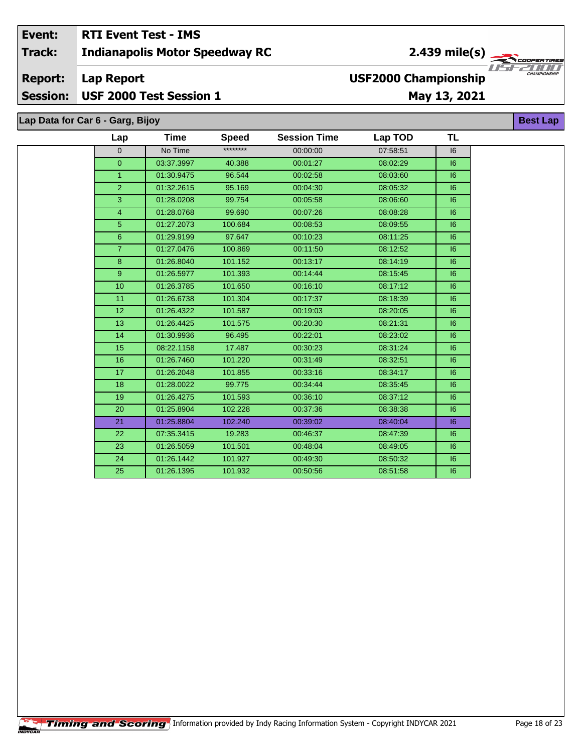| Event: | RTI Event Test - IMS | |
|---|---|---|
| Track: | Indianapolis Motor Speedway RC | 2.439 mile(s) |
| Report: | Lap Report | USF2000 Championship |
| Session: | USF 2000 Test Session 1 | May 13, 2021 |

## Lap Data for Car 6 - Garg, Bijoy

**Best Lap**

| Lap | Time | Speed | Session Time | Lap TOD | TL |
|---|---|---|---|---|---|
| 0 | No Time | ******** | 00:00:00 | 07:58:51 | I6 |
| 0 | 03:37.3997 | 40.388 | 00:01:27 | 08:02:29 | I6 |
| 1 | 01:30.9475 | 96.544 | 00:02:58 | 08:03:60 | I6 |
| 2 | 01:32.2615 | 95.169 | 00:04:30 | 08:05:32 | I6 |
| 3 | 01:28.0208 | 99.754 | 00:05:58 | 08:06:60 | I6 |
| 4 | 01:28.0768 | 99.690 | 00:07:26 | 08:08:28 | I6 |
| 5 | 01:27.2073 | 100.684 | 00:08:53 | 08:09:55 | I6 |
| 6 | 01:29.9199 | 97.647 | 00:10:23 | 08:11:25 | I6 |
| 7 | 01:27.0476 | 100.869 | 00:11:50 | 08:12:52 | I6 |
| 8 | 01:26.8040 | 101.152 | 00:13:17 | 08:14:19 | I6 |
| 9 | 01:26.5977 | 101.393 | 00:14:44 | 08:15:45 | I6 |
| 10 | 01:26.3785 | 101.650 | 00:16:10 | 08:17:12 | I6 |
| 11 | 01:26.6738 | 101.304 | 00:17:37 | 08:18:39 | I6 |
| 12 | 01:26.4322 | 101.587 | 00:19:03 | 08:20:05 | I6 |
| 13 | 01:26.4425 | 101.575 | 00:20:30 | 08:21:31 | I6 |
| 14 | 01:30.9936 | 96.495 | 00:22:01 | 08:23:02 | I6 |
| 15 | 08:22.1158 | 17.487 | 00:30:23 | 08:31:24 | I6 |
| 16 | 01:26.7460 | 101.220 | 00:31:49 | 08:32:51 | I6 |
| 17 | 01:26.2048 | 101.855 | 00:33:16 | 08:34:17 | I6 |
| 18 | 01:28.0022 | 99.775 | 00:34:44 | 08:35:45 | I6 |
| 19 | 01:26.4275 | 101.593 | 00:36:10 | 08:37:12 | I6 |
| 20 | 01:25.8904 | 102.228 | 00:37:36 | 08:38:38 | I6 |
| 21 | 01:25.8804 | 102.240 | 00:39:02 | 08:40:04 | I6 |
| 22 | 07:35.3415 | 19.283 | 00:46:37 | 08:47:39 | I6 |
| 23 | 01:26.5059 | 101.501 | 00:48:04 | 08:49:05 | I6 |
| 24 | 01:26.1442 | 101.927 | 00:49:30 | 08:50:32 | I6 |
| 25 | 01:26.1395 | 101.932 | 00:50:56 | 08:51:58 | I6 |

Timing and Scoring Information provided by Indy Racing Information System - Copyright INDYCAR 2021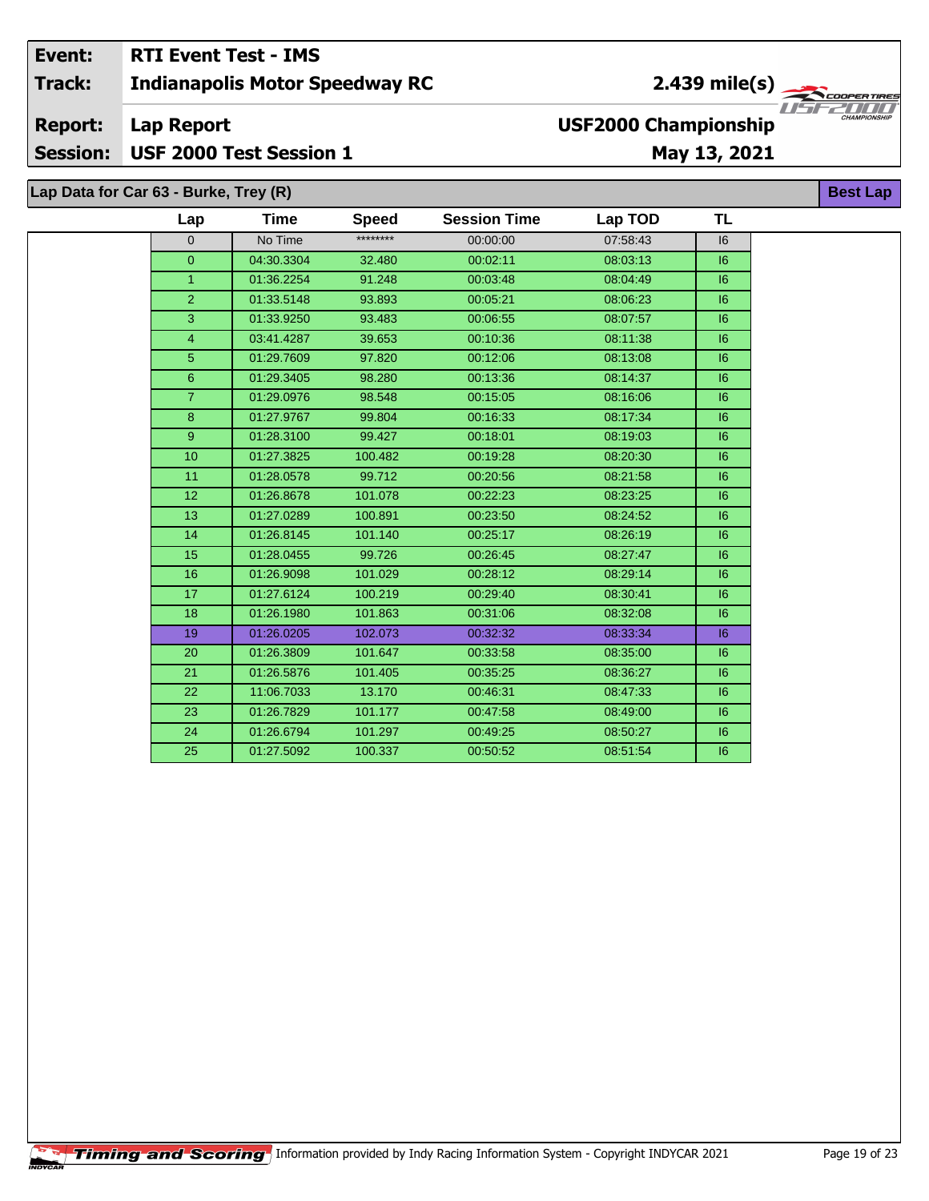**Event:** RTI Event Test - IMS
**Track:** Indianapolis Motor Speedway RC — 2.439 mile(s)
**Report:** Lap Report — USF2000 Championship
**Session:** USF 2000 Test Session 1 — May 13, 2021

## Lap Data for Car 63 - Burke, Trey (R)

Best Lap

| Lap | Time | Speed | Session Time | Lap TOD | TL |
|---|---|---|---|---|---|
| 0 | No Time | ******** | 00:00:00 | 07:58:43 | I6 |
| 0 | 04:30.3304 | 32.480 | 00:02:11 | 08:03:13 | I6 |
| 1 | 01:36.2254 | 91.248 | 00:03:48 | 08:04:49 | I6 |
| 2 | 01:33.5148 | 93.893 | 00:05:21 | 08:06:23 | I6 |
| 3 | 01:33.9250 | 93.483 | 00:06:55 | 08:07:57 | I6 |
| 4 | 03:41.4287 | 39.653 | 00:10:36 | 08:11:38 | I6 |
| 5 | 01:29.7609 | 97.820 | 00:12:06 | 08:13:08 | I6 |
| 6 | 01:29.3405 | 98.280 | 00:13:36 | 08:14:37 | I6 |
| 7 | 01:29.0976 | 98.548 | 00:15:05 | 08:16:06 | I6 |
| 8 | 01:27.9767 | 99.804 | 00:16:33 | 08:17:34 | I6 |
| 9 | 01:28.3100 | 99.427 | 00:18:01 | 08:19:03 | I6 |
| 10 | 01:27.3825 | 100.482 | 00:19:28 | 08:20:30 | I6 |
| 11 | 01:28.0578 | 99.712 | 00:20:56 | 08:21:58 | I6 |
| 12 | 01:26.8678 | 101.078 | 00:22:23 | 08:23:25 | I6 |
| 13 | 01:27.0289 | 100.891 | 00:23:50 | 08:24:52 | I6 |
| 14 | 01:26.8145 | 101.140 | 00:25:17 | 08:26:19 | I6 |
| 15 | 01:28.0455 | 99.726 | 00:26:45 | 08:27:47 | I6 |
| 16 | 01:26.9098 | 101.029 | 00:28:12 | 08:29:14 | I6 |
| 17 | 01:27.6124 | 100.219 | 00:29:40 | 08:30:41 | I6 |
| 18 | 01:26.1980 | 101.863 | 00:31:06 | 08:32:08 | I6 |
| 19 | 01:26.0205 | 102.073 | 00:32:32 | 08:33:34 | I6 |
| 20 | 01:26.3809 | 101.647 | 00:33:58 | 08:35:00 | I6 |
| 21 | 01:26.5876 | 101.405 | 00:35:25 | 08:36:27 | I6 |
| 22 | 11:06.7033 | 13.170 | 00:46:31 | 08:47:33 | I6 |
| 23 | 01:26.7829 | 101.177 | 00:47:58 | 08:49:00 | I6 |
| 24 | 01:26.6794 | 101.297 | 00:49:25 | 08:50:27 | I6 |
| 25 | 01:27.5092 | 100.337 | 00:50:52 | 08:51:54 | I6 |

Timing and Scoring — Information provided by Indy Racing Information System - Copyright INDYCAR 2021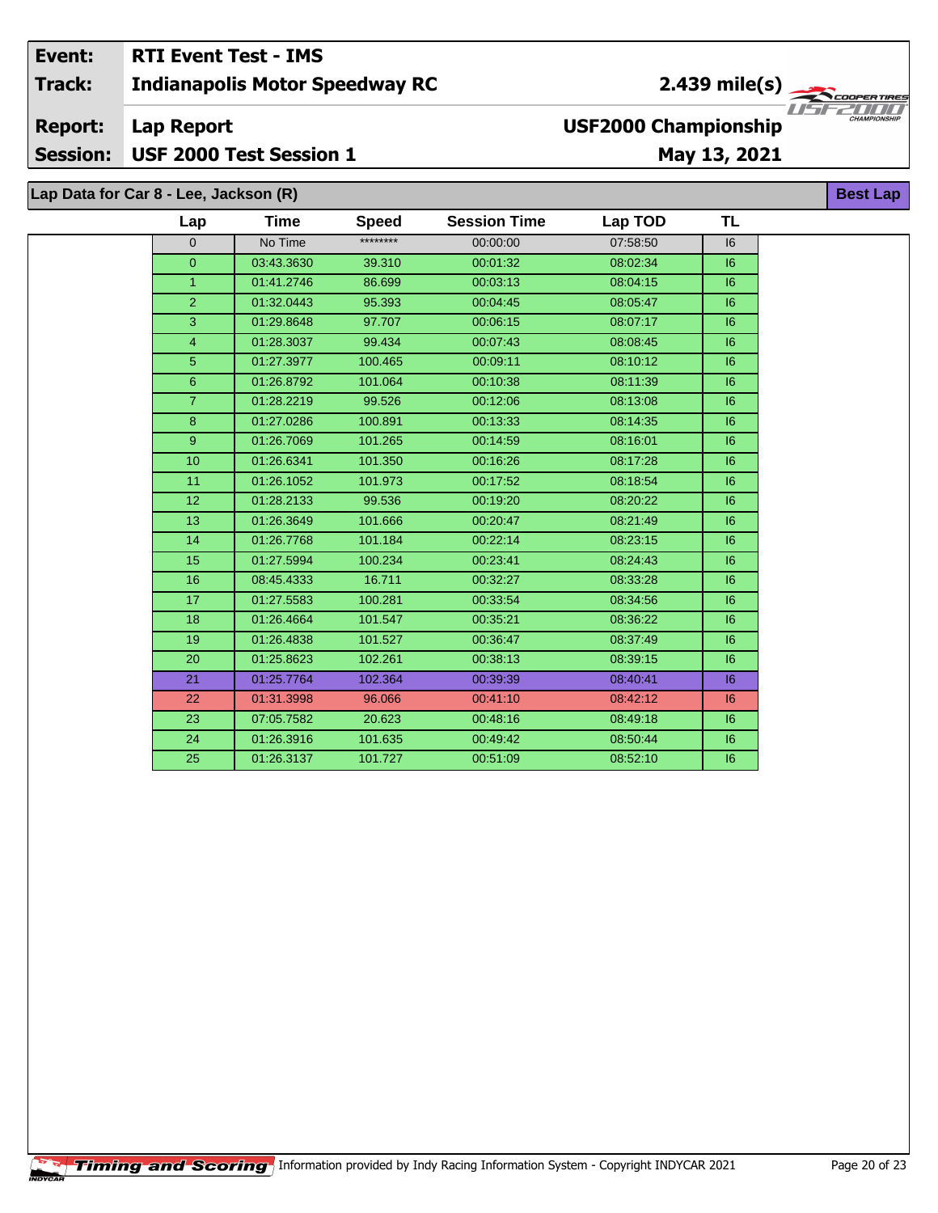| Event: | RTI Event Test - IMS | |
|---|---|---|
| Track: | Indianapolis Motor Speedway RC | 2.439 mile(s) |
| Report: | Lap Report | USF2000 Championship |
| Session: | USF 2000 Test Session 1 | May 13, 2021 |

## Lap Data for Car 8 - Lee, Jackson (R)

Best Lap

| Lap | Time | Speed | Session Time | Lap TOD | TL |
|---|---|---|---|---|---|
| 0 | No Time | ******** | 00:00:00 | 07:58:50 | I6 |
| 0 | 03:43.3630 | 39.310 | 00:01:32 | 08:02:34 | I6 |
| 1 | 01:41.2746 | 86.699 | 00:03:13 | 08:04:15 | I6 |
| 2 | 01:32.0443 | 95.393 | 00:04:45 | 08:05:47 | I6 |
| 3 | 01:29.8648 | 97.707 | 00:06:15 | 08:07:17 | I6 |
| 4 | 01:28.3037 | 99.434 | 00:07:43 | 08:08:45 | I6 |
| 5 | 01:27.3977 | 100.465 | 00:09:11 | 08:10:12 | I6 |
| 6 | 01:26.8792 | 101.064 | 00:10:38 | 08:11:39 | I6 |
| 7 | 01:28.2219 | 99.526 | 00:12:06 | 08:13:08 | I6 |
| 8 | 01:27.0286 | 100.891 | 00:13:33 | 08:14:35 | I6 |
| 9 | 01:26.7069 | 101.265 | 00:14:59 | 08:16:01 | I6 |
| 10 | 01:26.6341 | 101.350 | 00:16:26 | 08:17:28 | I6 |
| 11 | 01:26.1052 | 101.973 | 00:17:52 | 08:18:54 | I6 |
| 12 | 01:28.2133 | 99.536 | 00:19:20 | 08:20:22 | I6 |
| 13 | 01:26.3649 | 101.666 | 00:20:47 | 08:21:49 | I6 |
| 14 | 01:26.7768 | 101.184 | 00:22:14 | 08:23:15 | I6 |
| 15 | 01:27.5994 | 100.234 | 00:23:41 | 08:24:43 | I6 |
| 16 | 08:45.4333 | 16.711 | 00:32:27 | 08:33:28 | I6 |
| 17 | 01:27.5583 | 100.281 | 00:33:54 | 08:34:56 | I6 |
| 18 | 01:26.4664 | 101.547 | 00:35:21 | 08:36:22 | I6 |
| 19 | 01:26.4838 | 101.527 | 00:36:47 | 08:37:49 | I6 |
| 20 | 01:25.8623 | 102.261 | 00:38:13 | 08:39:15 | I6 |
| 21 | 01:25.7764 | 102.364 | 00:39:39 | 08:40:41 | I6 |
| 22 | 01:31.3998 | 96.066 | 00:41:10 | 08:42:12 | I6 |
| 23 | 07:05.7582 | 20.623 | 00:48:16 | 08:49:18 | I6 |
| 24 | 01:26.3916 | 101.635 | 00:49:42 | 08:50:44 | I6 |
| 25 | 01:26.3137 | 101.727 | 00:51:09 | 08:52:10 | I6 |

Information provided by Indy Racing Information System - Copyright INDYCAR 2021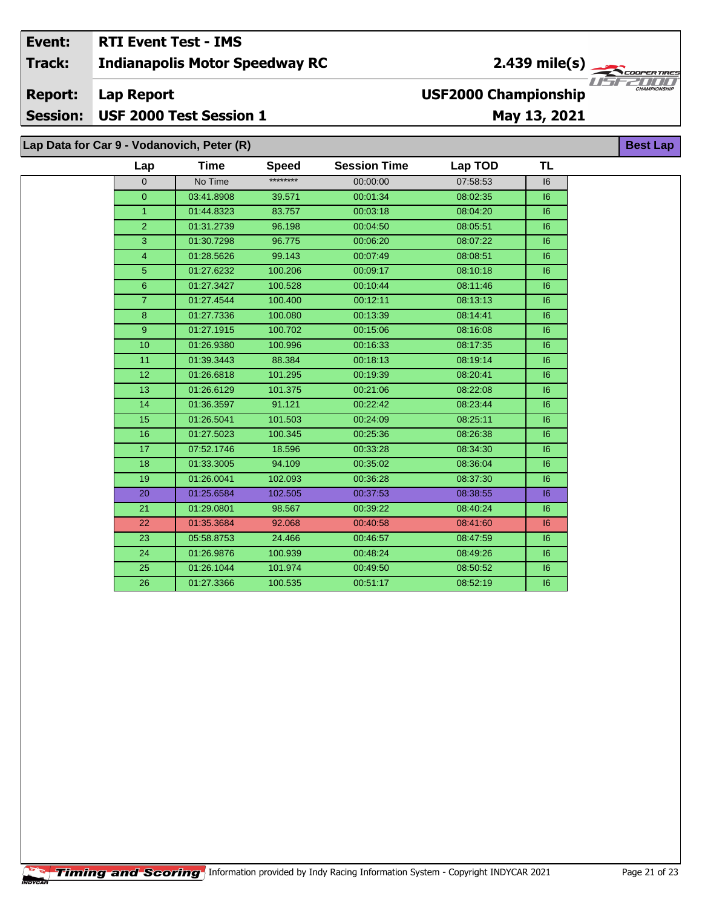| Event: | RTI Event Test - IMS | |
|---|---|---|
| Track: | Indianapolis Motor Speedway RC | 2.439 mile(s) |
| Report: | Lap Report | USF2000 Championship |
| Session: | USF 2000 Test Session 1 | May 13, 2021 |

## Lap Data for Car 9 - Vodanovich, Peter (R)

Best Lap

| Lap | Time | Speed | Session Time | Lap TOD | TL |
|---|---|---|---|---|---|
| 0 | No Time | ******** | 00:00:00 | 07:58:53 | I6 |
| 0 | 03:41.8908 | 39.571 | 00:01:34 | 08:02:35 | I6 |
| 1 | 01:44.8323 | 83.757 | 00:03:18 | 08:04:20 | I6 |
| 2 | 01:31.2739 | 96.198 | 00:04:50 | 08:05:51 | I6 |
| 3 | 01:30.7298 | 96.775 | 00:06:20 | 08:07:22 | I6 |
| 4 | 01:28.5626 | 99.143 | 00:07:49 | 08:08:51 | I6 |
| 5 | 01:27.6232 | 100.206 | 00:09:17 | 08:10:18 | I6 |
| 6 | 01:27.3427 | 100.528 | 00:10:44 | 08:11:46 | I6 |
| 7 | 01:27.4544 | 100.400 | 00:12:11 | 08:13:13 | I6 |
| 8 | 01:27.7336 | 100.080 | 00:13:39 | 08:14:41 | I6 |
| 9 | 01:27.1915 | 100.702 | 00:15:06 | 08:16:08 | I6 |
| 10 | 01:26.9380 | 100.996 | 00:16:33 | 08:17:35 | I6 |
| 11 | 01:39.3443 | 88.384 | 00:18:13 | 08:19:14 | I6 |
| 12 | 01:26.6818 | 101.295 | 00:19:39 | 08:20:41 | I6 |
| 13 | 01:26.6129 | 101.375 | 00:21:06 | 08:22:08 | I6 |
| 14 | 01:36.3597 | 91.121 | 00:22:42 | 08:23:44 | I6 |
| 15 | 01:26.5041 | 101.503 | 00:24:09 | 08:25:11 | I6 |
| 16 | 01:27.5023 | 100.345 | 00:25:36 | 08:26:38 | I6 |
| 17 | 07:52.1746 | 18.596 | 00:33:28 | 08:34:30 | I6 |
| 18 | 01:33.3005 | 94.109 | 00:35:02 | 08:36:04 | I6 |
| 19 | 01:26.0041 | 102.093 | 00:36:28 | 08:37:30 | I6 |
| 20 | 01:25.6584 | 102.505 | 00:37:53 | 08:38:55 | I6 |
| 21 | 01:29.0801 | 98.567 | 00:39:22 | 08:40:24 | I6 |
| 22 | 01:35.3684 | 92.068 | 00:40:58 | 08:41:60 | I6 |
| 23 | 05:58.8753 | 24.466 | 00:46:57 | 08:47:59 | I6 |
| 24 | 01:26.9876 | 100.939 | 00:48:24 | 08:49:26 | I6 |
| 25 | 01:26.1044 | 101.974 | 00:49:50 | 08:50:52 | I6 |
| 26 | 01:27.3366 | 100.535 | 00:51:17 | 08:52:19 | I6 |

Timing and Scoring Information provided by Indy Racing Information System - Copyright INDYCAR 2021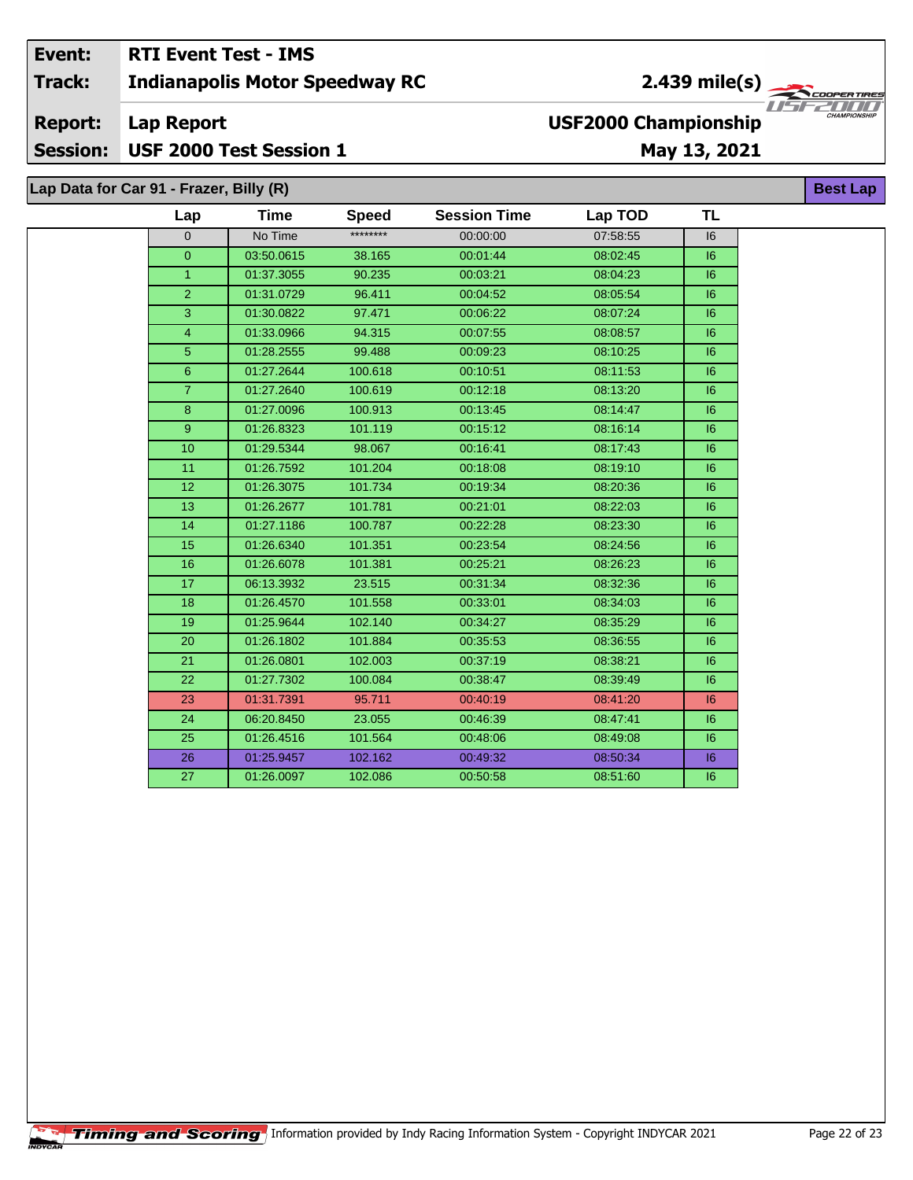| Event: | RTI Event Test - IMS | |
|---|---|---|
| Track: | Indianapolis Motor Speedway RC | 2.439 mile(s) |
| Report: | Lap Report | USF2000 Championship |
| Session: | USF 2000 Test Session 1 | May 13, 2021 |

## Lap Data for Car 91 - Frazer, Billy (R)

**Best Lap**

| Lap | Time | Speed | Session Time | Lap TOD | TL |
|---|---|---|---|---|---|
| 0 | No Time | ******** | 00:00:00 | 07:58:55 | I6 |
| 0 | 03:50.0615 | 38.165 | 00:01:44 | 08:02:45 | I6 |
| 1 | 01:37.3055 | 90.235 | 00:03:21 | 08:04:23 | I6 |
| 2 | 01:31.0729 | 96.411 | 00:04:52 | 08:05:54 | I6 |
| 3 | 01:30.0822 | 97.471 | 00:06:22 | 08:07:24 | I6 |
| 4 | 01:33.0966 | 94.315 | 00:07:55 | 08:08:57 | I6 |
| 5 | 01:28.2555 | 99.488 | 00:09:23 | 08:10:25 | I6 |
| 6 | 01:27.2644 | 100.618 | 00:10:51 | 08:11:53 | I6 |
| 7 | 01:27.2640 | 100.619 | 00:12:18 | 08:13:20 | I6 |
| 8 | 01:27.0096 | 100.913 | 00:13:45 | 08:14:47 | I6 |
| 9 | 01:26.8323 | 101.119 | 00:15:12 | 08:16:14 | I6 |
| 10 | 01:29.5344 | 98.067 | 00:16:41 | 08:17:43 | I6 |
| 11 | 01:26.7592 | 101.204 | 00:18:08 | 08:19:10 | I6 |
| 12 | 01:26.3075 | 101.734 | 00:19:34 | 08:20:36 | I6 |
| 13 | 01:26.2677 | 101.781 | 00:21:01 | 08:22:03 | I6 |
| 14 | 01:27.1186 | 100.787 | 00:22:28 | 08:23:30 | I6 |
| 15 | 01:26.6340 | 101.351 | 00:23:54 | 08:24:56 | I6 |
| 16 | 01:26.6078 | 101.381 | 00:25:21 | 08:26:23 | I6 |
| 17 | 06:13.3932 | 23.515 | 00:31:34 | 08:32:36 | I6 |
| 18 | 01:26.4570 | 101.558 | 00:33:01 | 08:34:03 | I6 |
| 19 | 01:25.9644 | 102.140 | 00:34:27 | 08:35:29 | I6 |
| 20 | 01:26.1802 | 101.884 | 00:35:53 | 08:36:55 | I6 |
| 21 | 01:26.0801 | 102.003 | 00:37:19 | 08:38:21 | I6 |
| 22 | 01:27.7302 | 100.084 | 00:38:47 | 08:39:49 | I6 |
| 23 | 01:31.7391 | 95.711 | 00:40:19 | 08:41:20 | I6 |
| 24 | 06:20.8450 | 23.055 | 00:46:39 | 08:47:41 | I6 |
| 25 | 01:26.4516 | 101.564 | 00:48:06 | 08:49:08 | I6 |
| 26 | 01:25.9457 | 102.162 | 00:49:32 | 08:50:34 | I6 |
| 27 | 01:26.0097 | 102.086 | 00:50:58 | 08:51:60 | I6 |

Information provided by Indy Racing Information System - Copyright INDYCAR 2021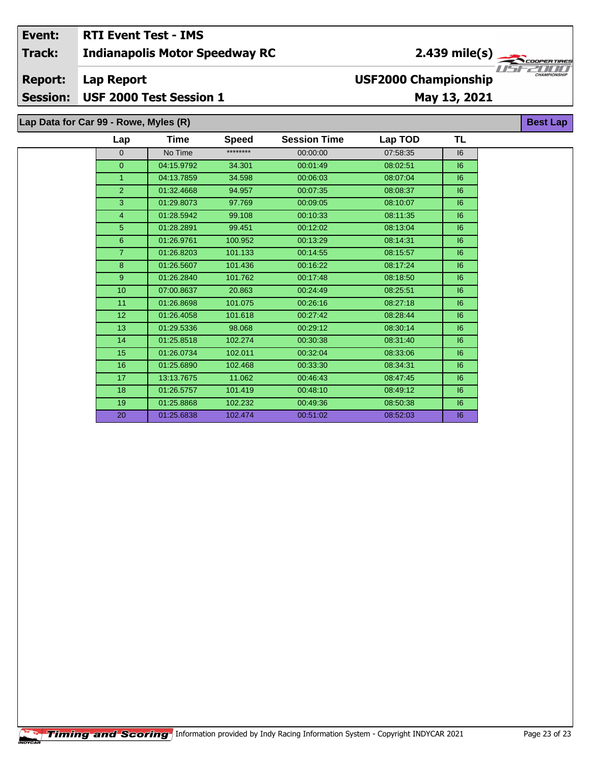| | |
|---|---|
| **Event:** | **RTI Event Test - IMS** |
| **Track:** | **Indianapolis Motor Speedway RC** |
| **Report:** | **Lap Report** |
| **Session:** | **USF 2000 Test Session 1** |

**2.439 mile(s)**

**USF2000 Championship**

**May 13, 2021**

## Lap Data for Car 99 - Rowe, Myles (R)

**Best Lap**

| Lap | Time | Speed | Session Time | Lap TOD | TL |
|---|---|---|---|---|---|
| 0 | No Time | ******** | 00:00:00 | 07:58:35 | I6 |
| 0 | 04:15.9792 | 34.301 | 00:01:49 | 08:02:51 | I6 |
| 1 | 04:13.7859 | 34.598 | 00:06:03 | 08:07:04 | I6 |
| 2 | 01:32.4668 | 94.957 | 00:07:35 | 08:08:37 | I6 |
| 3 | 01:29.8073 | 97.769 | 00:09:05 | 08:10:07 | I6 |
| 4 | 01:28.5942 | 99.108 | 00:10:33 | 08:11:35 | I6 |
| 5 | 01:28.2891 | 99.451 | 00:12:02 | 08:13:04 | I6 |
| 6 | 01:26.9761 | 100.952 | 00:13:29 | 08:14:31 | I6 |
| 7 | 01:26.8203 | 101.133 | 00:14:55 | 08:15:57 | I6 |
| 8 | 01:26.5607 | 101.436 | 00:16:22 | 08:17:24 | I6 |
| 9 | 01:26.2840 | 101.762 | 00:17:48 | 08:18:50 | I6 |
| 10 | 07:00.8637 | 20.863 | 00:24:49 | 08:25:51 | I6 |
| 11 | 01:26.8698 | 101.075 | 00:26:16 | 08:27:18 | I6 |
| 12 | 01:26.4058 | 101.618 | 00:27:42 | 08:28:44 | I6 |
| 13 | 01:29.5336 | 98.068 | 00:29:12 | 08:30:14 | I6 |
| 14 | 01:25.8518 | 102.274 | 00:30:38 | 08:31:40 | I6 |
| 15 | 01:26.0734 | 102.011 | 00:32:04 | 08:33:06 | I6 |
| 16 | 01:25.6890 | 102.468 | 00:33:30 | 08:34:31 | I6 |
| 17 | 13:13.7675 | 11.062 | 00:46:43 | 08:47:45 | I6 |
| 18 | 01:26.5757 | 101.419 | 00:48:10 | 08:49:12 | I6 |
| 19 | 01:25.8868 | 102.232 | 00:49:36 | 08:50:38 | I6 |
| 20 | 01:25.6838 | 102.474 | 00:51:02 | 08:52:03 | I6 |

Timing and Scoring Information provided by Indy Racing Information System - Copyright INDYCAR 2021